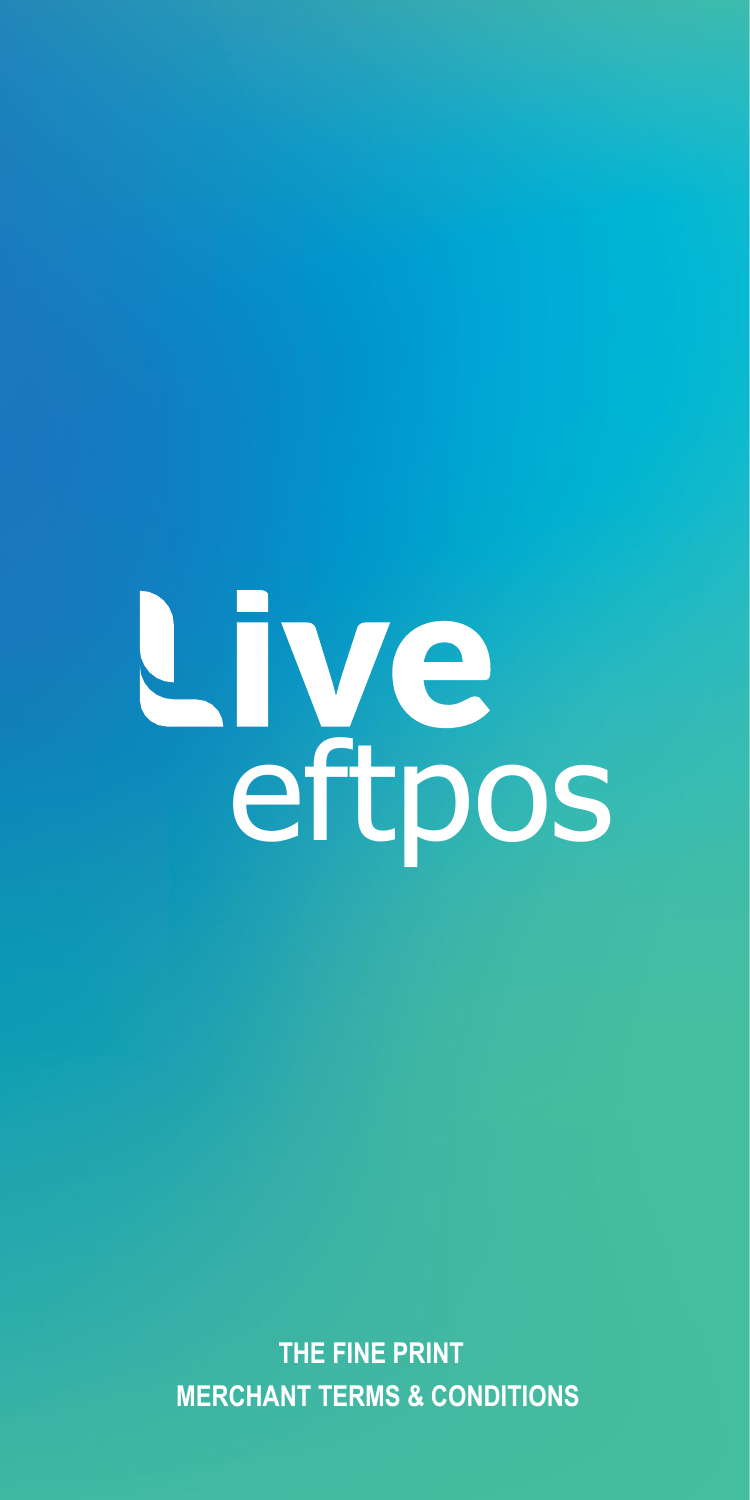# Live eftpos

**THE FINE PRINT**

**MERCHANT TERMS & CONDITIONS**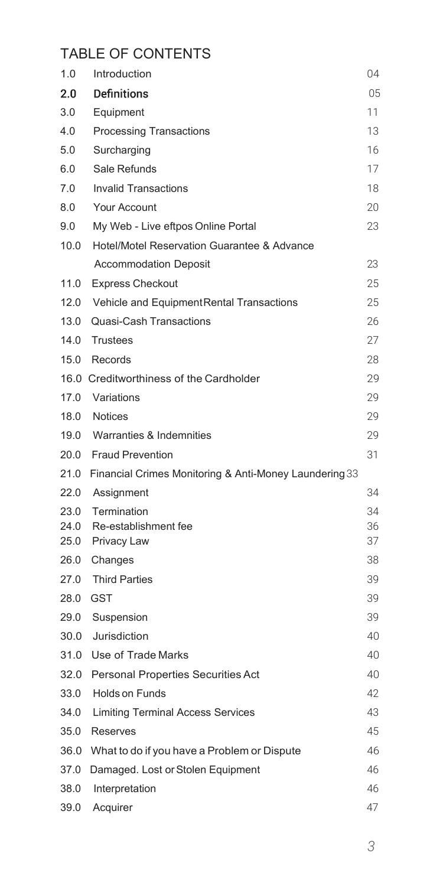# TABLE OF CONTENTS

| | | |
|---|---|---|
| 1.0 | Introduction | 04 |
| **2.0** | **Definitions** | 05 |
| 3.0 | Equipment | 11 |
| 4.0 | Processing Transactions | 13 |
| 5.0 | Surcharging | 16 |
| 6.0 | Sale Refunds | 17 |
| 7.0 | Invalid Transactions | 18 |
| 8.0 | Your Account | 20 |
| 9.0 | My Web - Live eftpos Online Portal | 23 |
| 10.0 | Hotel/Motel Reservation Guarantee & Advance Accommodation Deposit | 23 |
| 11.0 | Express Checkout | 25 |
| 12.0 | Vehicle and Equipment Rental Transactions | 25 |
| 13.0 | Quasi-Cash Transactions | 26 |
| 14.0 | Trustees | 27 |
| 15.0 | Records | 28 |
| 16.0 | Creditworthiness of the Cardholder | 29 |
| 17.0 | Variations | 29 |
| 18.0 | Notices | 29 |
| 19.0 | Warranties & Indemnities | 29 |
| 20.0 | Fraud Prevention | 31 |
| 21.0 | Financial Crimes Monitoring & Anti-Money Laundering | 33 |
| 22.0 | Assignment | 34 |
| 23.0 | Termination | 34 |
| 24.0 | Re-establishment fee | 36 |
| 25.0 | Privacy Law | 37 |
| 26.0 | Changes | 38 |
| 27.0 | Third Parties | 39 |
| 28.0 | GST | 39 |
| 29.0 | Suspension | 39 |
| 30.0 | Jurisdiction | 40 |
| 31.0 | Use of Trade Marks | 40 |
| 32.0 | Personal Properties Securities Act | 40 |
| 33.0 | Holds on Funds | 42 |
| 34.0 | Limiting Terminal Access Services | 43 |
| 35.0 | Reserves | 45 |
| 36.0 | What to do if you have a Problem or Dispute | 46 |
| 37.0 | Damaged. Lost or Stolen Equipment | 46 |
| 38.0 | Interpretation | 46 |
| 39.0 | Acquirer | 47 |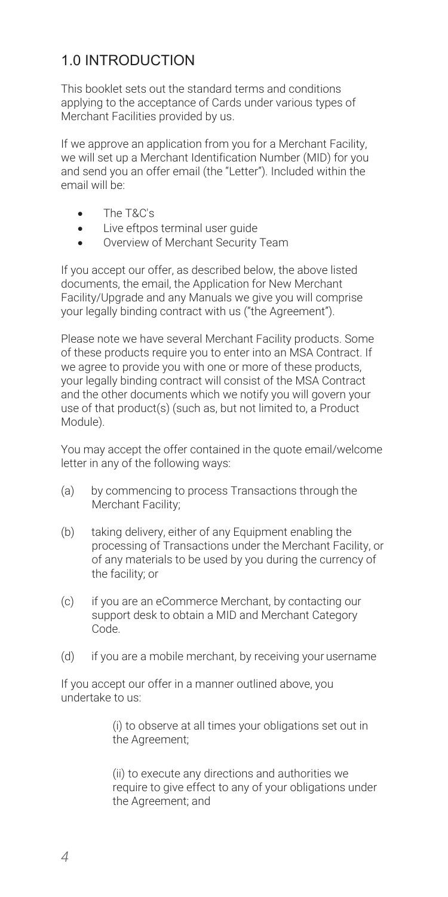## 1.0 INTRODUCTION

This booklet sets out the standard terms and conditions applying to the acceptance of Cards under various types of Merchant Facilities provided by us.

If we approve an application from you for a Merchant Facility, we will set up a Merchant Identification Number (MID) for you and send you an offer email (the "Letter"). Included within the email will be:

- The T&C's
- Live eftpos terminal user guide
- Overview of Merchant Security Team

If you accept our offer, as described below, the above listed documents, the email, the Application for New Merchant Facility/Upgrade and any Manuals we give you will comprise your legally binding contract with us ("the Agreement").

Please note we have several Merchant Facility products. Some of these products require you to enter into an MSA Contract. If we agree to provide you with one or more of these products, your legally binding contract will consist of the MSA Contract and the other documents which we notify you will govern your use of that product(s) (such as, but not limited to, a Product Module).

You may accept the offer contained in the quote email/welcome letter in any of the following ways:

(a) by commencing to process Transactions through the Merchant Facility;

(b) taking delivery, either of any Equipment enabling the processing of Transactions under the Merchant Facility, or of any materials to be used by you during the currency of the facility; or

(c) if you are an eCommerce Merchant, by contacting our support desk to obtain a MID and Merchant Category Code.

(d) if you are a mobile merchant, by receiving your username

If you accept our offer in a manner outlined above, you undertake to us:

(i) to observe at all times your obligations set out in the Agreement;

(ii) to execute any directions and authorities we require to give effect to any of your obligations under the Agreement; and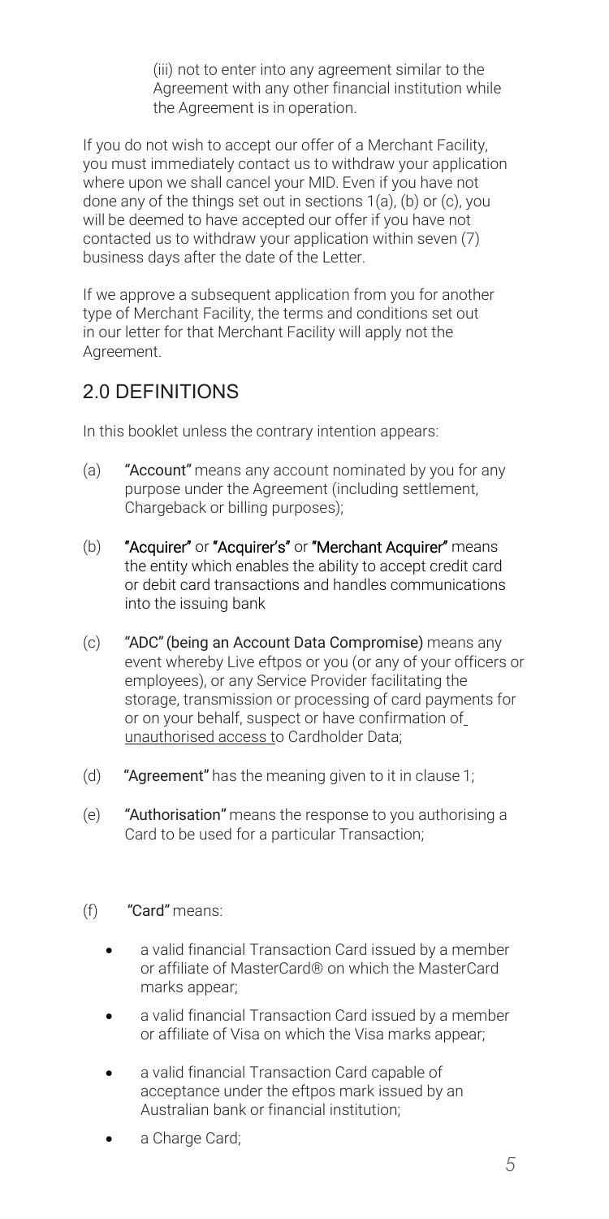(iii) not to enter into any agreement similar to the Agreement with any other financial institution while the Agreement is in operation.

If you do not wish to accept our offer of a Merchant Facility, you must immediately contact us to withdraw your application where upon we shall cancel your MID. Even if you have not done any of the things set out in sections 1(a), (b) or (c), you will be deemed to have accepted our offer if you have not contacted us to withdraw your application within seven (7) business days after the date of the Letter.

If we approve a subsequent application from you for another type of Merchant Facility, the terms and conditions set out in our letter for that Merchant Facility will apply not the Agreement.

## 2.0 DEFINITIONS

In this booklet unless the contrary intention appears:

(a) **"Account"** means any account nominated by you for any purpose under the Agreement (including settlement, Chargeback or billing purposes);

(b) **"Acquirer"** or **"Acquirer's"** or **"Merchant Acquirer"** means the entity which enables the ability to accept credit card or debit card transactions and handles communications into the issuing bank

(c) **"ADC" (being an Account Data Compromise)** means any event whereby Live eftpos or you (or any of your officers or employees), or any Service Provider facilitating the storage, transmission or processing of card payments for or on your behalf, suspect or have confirmation of unauthorised access to Cardholder Data;

(d) **"Agreement"** has the meaning given to it in clause 1;

(e) **"Authorisation"** means the response to you authorising a Card to be used for a particular Transaction;

(f) **"Card"** means:

- a valid financial Transaction Card issued by a member or affiliate of MasterCard® on which the MasterCard marks appear;
- a valid financial Transaction Card issued by a member or affiliate of Visa on which the Visa marks appear;
- a valid financial Transaction Card capable of acceptance under the eftpos mark issued by an Australian bank or financial institution;
- a Charge Card;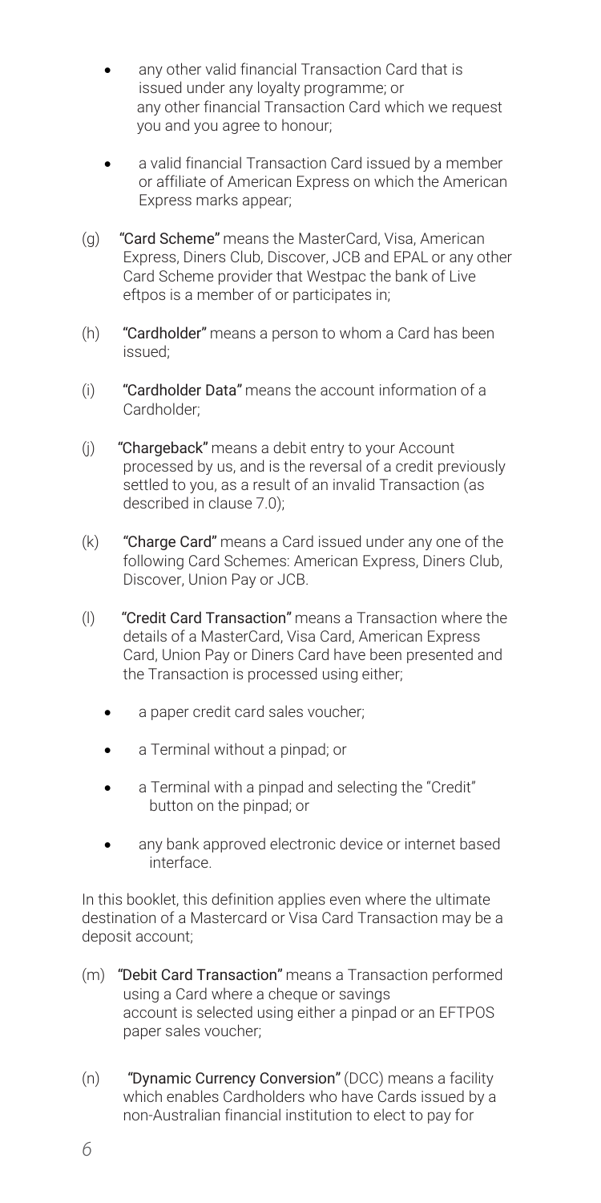- any other valid financial Transaction Card that is issued under any loyalty programme; or any other financial Transaction Card which we request you and you agree to honour;
- a valid financial Transaction Card issued by a member or affiliate of American Express on which the American Express marks appear;

(g) **"Card Scheme"** means the MasterCard, Visa, American Express, Diners Club, Discover, JCB and EPAL or any other Card Scheme provider that Westpac the bank of Live eftpos is a member of or participates in;

(h) **"Cardholder"** means a person to whom a Card has been issued;

(i) **"Cardholder Data"** means the account information of a Cardholder;

(j) **"Chargeback"** means a debit entry to your Account processed by us, and is the reversal of a credit previously settled to you, as a result of an invalid Transaction (as described in clause 7.0);

(k) **"Charge Card"** means a Card issued under any one of the following Card Schemes: American Express, Diners Club, Discover, Union Pay or JCB.

(l) **"Credit Card Transaction"** means a Transaction where the details of a MasterCard, Visa Card, American Express Card, Union Pay or Diners Card have been presented and the Transaction is processed using either;

- a paper credit card sales voucher;
- a Terminal without a pinpad; or
- a Terminal with a pinpad and selecting the "Credit" button on the pinpad; or
- any bank approved electronic device or internet based interface.

In this booklet, this definition applies even where the ultimate destination of a Mastercard or Visa Card Transaction may be a deposit account;

(m) **"Debit Card Transaction"** means a Transaction performed using a Card where a cheque or savings account is selected using either a pinpad or an EFTPOS paper sales voucher;

(n) **"Dynamic Currency Conversion"** (DCC) means a facility which enables Cardholders who have Cards issued by a non-Australian financial institution to elect to pay for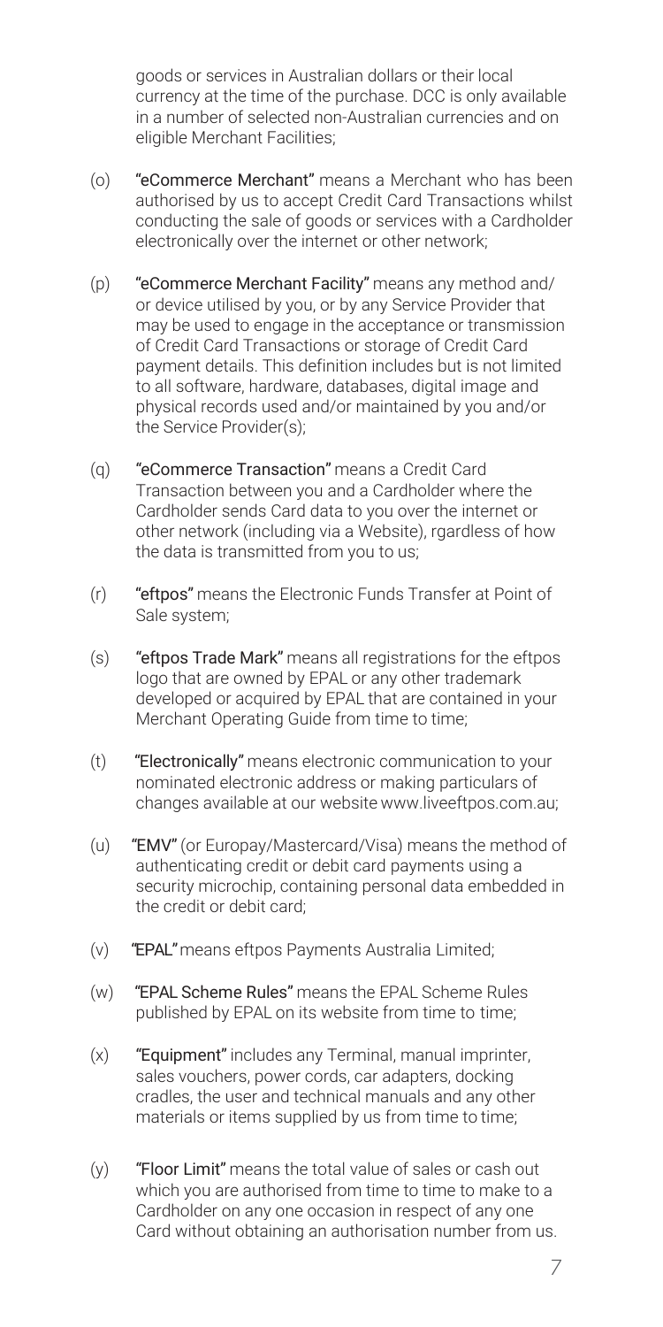goods or services in Australian dollars or their local currency at the time of the purchase. DCC is only available in a number of selected non-Australian currencies and on eligible Merchant Facilities;

(o) **"eCommerce Merchant"** means a Merchant who has been authorised by us to accept Credit Card Transactions whilst conducting the sale of goods or services with a Cardholder electronically over the internet or other network;

(p) **"eCommerce Merchant Facility"** means any method and/ or device utilised by you, or by any Service Provider that may be used to engage in the acceptance or transmission of Credit Card Transactions or storage of Credit Card payment details. This definition includes but is not limited to all software, hardware, databases, digital image and physical records used and/or maintained by you and/or the Service Provider(s);

(q) **"eCommerce Transaction"** means a Credit Card Transaction between you and a Cardholder where the Cardholder sends Card data to you over the internet or other network (including via a Website), rgardless of how the data is transmitted from you to us;

(r) **"eftpos"** means the Electronic Funds Transfer at Point of Sale system;

(s) **"eftpos Trade Mark"** means all registrations for the eftpos logo that are owned by EPAL or any other trademark developed or acquired by EPAL that are contained in your Merchant Operating Guide from time to time;

(t) **"Electronically"** means electronic communication to your nominated electronic address or making particulars of changes available at our website www.liveeftpos.com.au;

(u) **"EMV"** (or Europay/Mastercard/Visa) means the method of authenticating credit or debit card payments using a security microchip, containing personal data embedded in the credit or debit card;

(v) **"EPAL"** means eftpos Payments Australia Limited;

(w) **"EPAL Scheme Rules"** means the EPAL Scheme Rules published by EPAL on its website from time to time;

(x) **"Equipment"** includes any Terminal, manual imprinter, sales vouchers, power cords, car adapters, docking cradles, the user and technical manuals and any other materials or items supplied by us from time to time;

(y) **"Floor Limit"** means the total value of sales or cash out which you are authorised from time to time to make to a Cardholder on any one occasion in respect of any one Card without obtaining an authorisation number from us.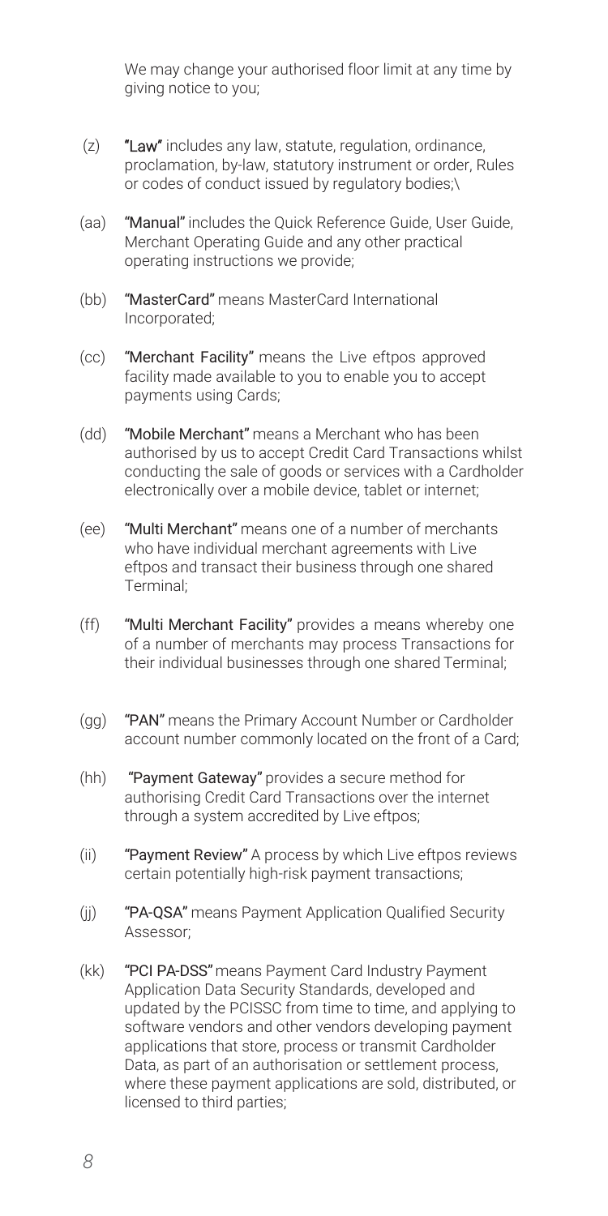We may change your authorised floor limit at any time by giving notice to you;

(z) **"Law"** includes any law, statute, regulation, ordinance, proclamation, by-law, statutory instrument or order, Rules or codes of conduct issued by regulatory bodies;\

(aa) **"Manual"** includes the Quick Reference Guide, User Guide, Merchant Operating Guide and any other practical operating instructions we provide;

(bb) **"MasterCard"** means MasterCard International Incorporated;

(cc) **"Merchant Facility"** means the Live eftpos approved facility made available to you to enable you to accept payments using Cards;

(dd) **"Mobile Merchant"** means a Merchant who has been authorised by us to accept Credit Card Transactions whilst conducting the sale of goods or services with a Cardholder electronically over a mobile device, tablet or internet;

(ee) **"Multi Merchant"** means one of a number of merchants who have individual merchant agreements with Live eftpos and transact their business through one shared Terminal;

(ff) **"Multi Merchant Facility"** provides a means whereby one of a number of merchants may process Transactions for their individual businesses through one shared Terminal;

(gg) **"PAN"** means the Primary Account Number or Cardholder account number commonly located on the front of a Card;

(hh) **"Payment Gateway"** provides a secure method for authorising Credit Card Transactions over the internet through a system accredited by Live eftpos;

(ii) **"Payment Review"** A process by which Live eftpos reviews certain potentially high-risk payment transactions;

(jj) **"PA-QSA"** means Payment Application Qualified Security Assessor;

(kk) **"PCI PA-DSS"** means Payment Card Industry Payment Application Data Security Standards, developed and updated by the PCISSC from time to time, and applying to software vendors and other vendors developing payment applications that store, process or transmit Cardholder Data, as part of an authorisation or settlement process, where these payment applications are sold, distributed, or licensed to third parties;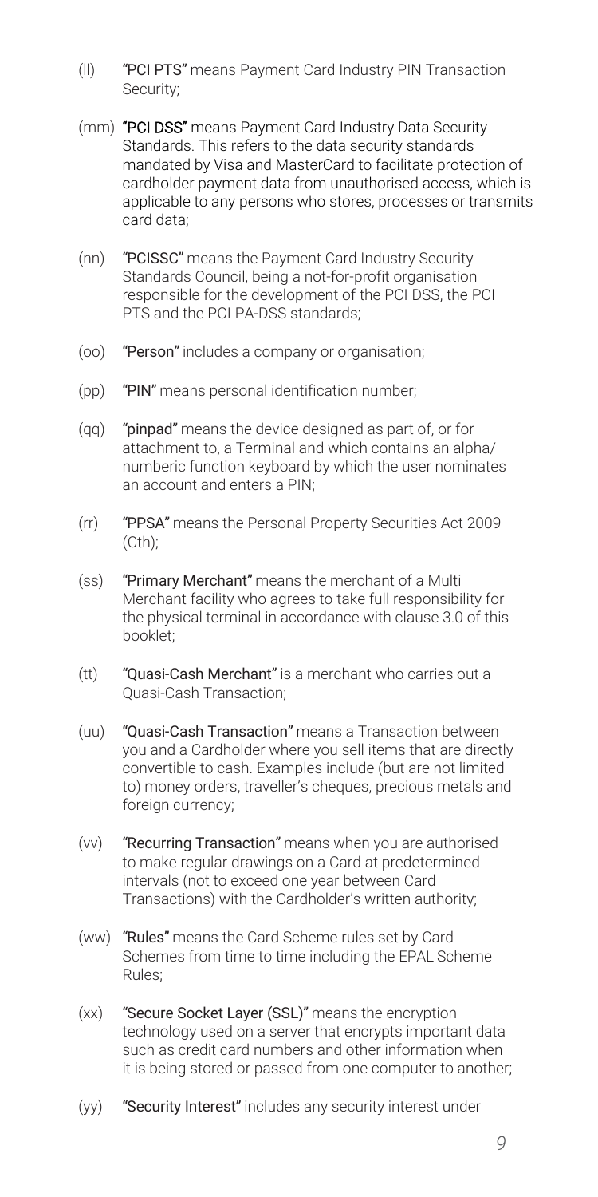(ll) **"PCI PTS"** means Payment Card Industry PIN Transaction Security;

(mm) **"PCI DSS"** means Payment Card Industry Data Security Standards. This refers to the data security standards mandated by Visa and MasterCard to facilitate protection of cardholder payment data from unauthorised access, which is applicable to any persons who stores, processes or transmits card data;

(nn) **"PCISSC"** means the Payment Card Industry Security Standards Council, being a not-for-profit organisation responsible for the development of the PCI DSS, the PCI PTS and the PCI PA-DSS standards;

(oo) **"Person"** includes a company or organisation;

(pp) **"PIN"** means personal identification number;

(qq) **"pinpad"** means the device designed as part of, or for attachment to, a Terminal and which contains an alpha/ numberic function keyboard by which the user nominates an account and enters a PIN;

(rr) **"PPSA"** means the Personal Property Securities Act 2009 (Cth);

(ss) **"Primary Merchant"** means the merchant of a Multi Merchant facility who agrees to take full responsibility for the physical terminal in accordance with clause 3.0 of this booklet;

(tt) **"Quasi-Cash Merchant"** is a merchant who carries out a Quasi-Cash Transaction;

(uu) **"Quasi-Cash Transaction"** means a Transaction between you and a Cardholder where you sell items that are directly convertible to cash. Examples include (but are not limited to) money orders, traveller's cheques, precious metals and foreign currency;

(vv) **"Recurring Transaction"** means when you are authorised to make regular drawings on a Card at predetermined intervals (not to exceed one year between Card Transactions) with the Cardholder's written authority;

(ww) **"Rules"** means the Card Scheme rules set by Card Schemes from time to time including the EPAL Scheme Rules;

(xx) **"Secure Socket Layer (SSL)"** means the encryption technology used on a server that encrypts important data such as credit card numbers and other information when it is being stored or passed from one computer to another;

(yy) **"Security Interest"** includes any security interest under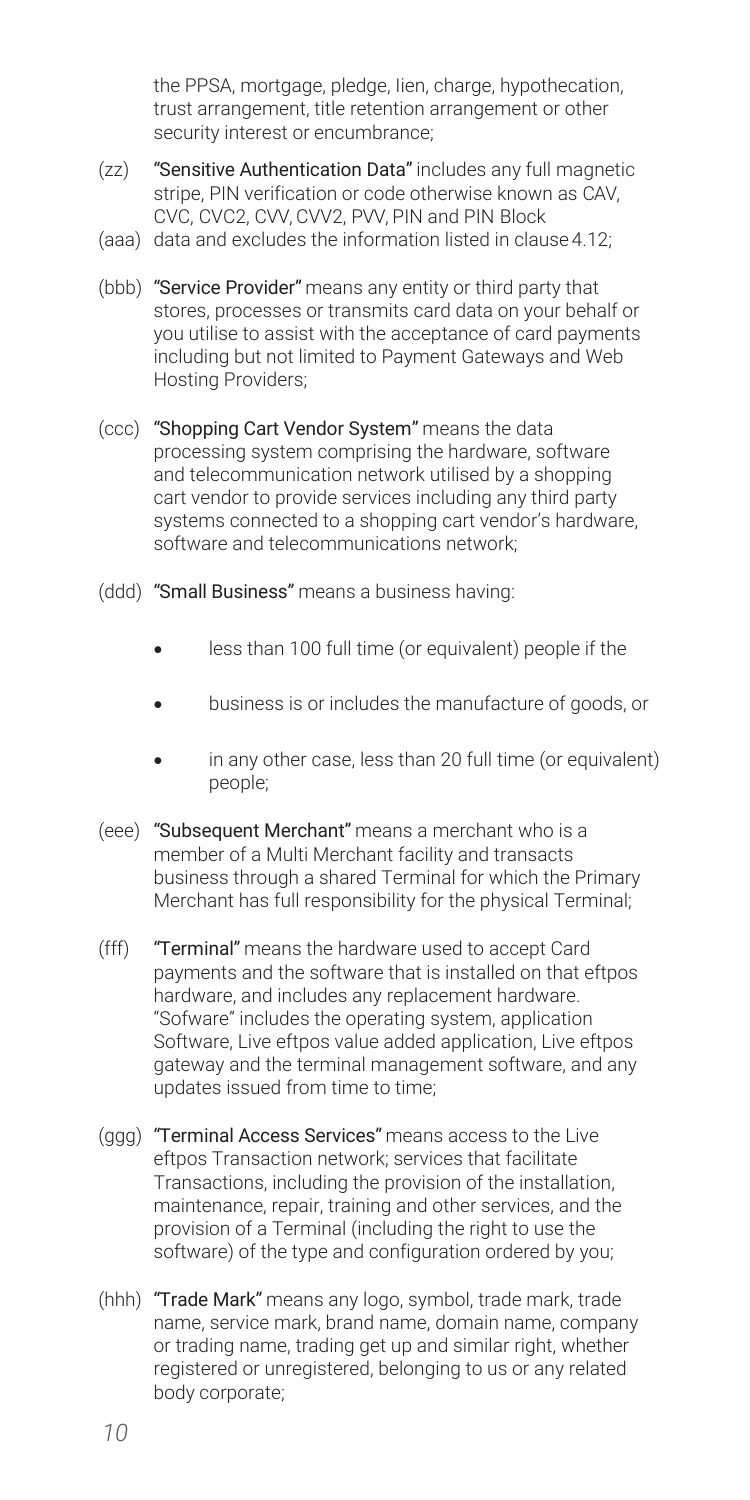the PPSA, mortgage, pledge, lien, charge, hypothecation, trust arrangement, title retention arrangement or other security interest or encumbrance;

(zz) **"Sensitive Authentication Data"** includes any full magnetic stripe, PIN verification or code otherwise known as CAV, CVC, CVC2, CVV, CVV2, PVV, PIN and PIN Block

(aaa) data and excludes the information listed in clause 4.12;

(bbb) **"Service Provider"** means any entity or third party that stores, processes or transmits card data on your behalf or you utilise to assist with the acceptance of card payments including but not limited to Payment Gateways and Web Hosting Providers;

(ccc) **"Shopping Cart Vendor System"** means the data processing system comprising the hardware, software and telecommunication network utilised by a shopping cart vendor to provide services including any third party systems connected to a shopping cart vendor's hardware, software and telecommunications network;

(ddd) **"Small Business"** means a business having:

- less than 100 full time (or equivalent) people if the
- business is or includes the manufacture of goods, or
- in any other case, less than 20 full time (or equivalent) people;

(eee) **"Subsequent Merchant"** means a merchant who is a member of a Multi Merchant facility and transacts business through a shared Terminal for which the Primary Merchant has full responsibility for the physical Terminal;

(fff) **"Terminal"** means the hardware used to accept Card payments and the software that is installed on that eftpos hardware, and includes any replacement hardware. "Sofware" includes the operating system, application Software, Live eftpos value added application, Live eftpos gateway and the terminal management software, and any updates issued from time to time;

(ggg) **"Terminal Access Services"** means access to the Live eftpos Transaction network; services that facilitate Transactions, including the provision of the installation, maintenance, repair, training and other services, and the provision of a Terminal (including the right to use the software) of the type and configuration ordered by you;

(hhh) **"Trade Mark"** means any logo, symbol, trade mark, trade name, service mark, brand name, domain name, company or trading name, trading get up and similar right, whether registered or unregistered, belonging to us or any related body corporate;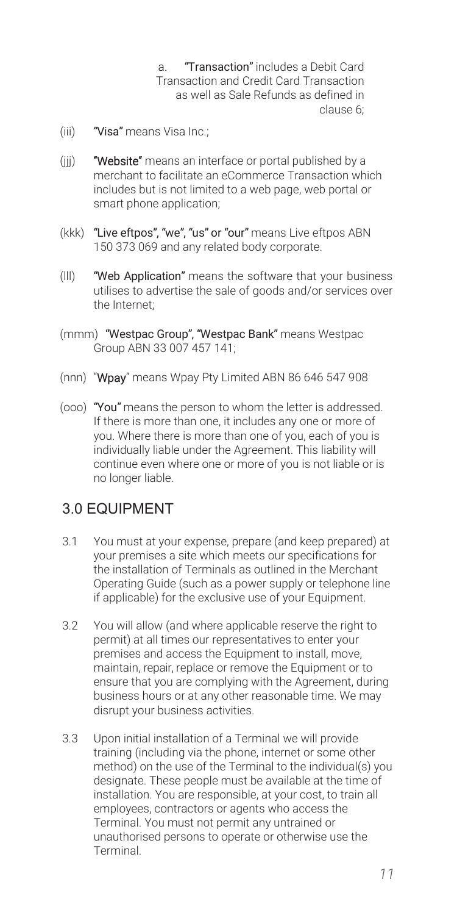a. **"Transaction"** includes a Debit Card Transaction and Credit Card Transaction as well as Sale Refunds as defined in clause 6;

(iii) **"Visa"** means Visa Inc.;

(jjj) **"Website"** means an interface or portal published by a merchant to facilitate an eCommerce Transaction which includes but is not limited to a web page, web portal or smart phone application;

(kkk) **"Live eftpos", "we", "us" or "our"** means Live eftpos ABN 150 373 069 and any related body corporate.

(lll) **"Web Application"** means the software that your business utilises to advertise the sale of goods and/or services over the Internet;

(mmm) **"Westpac Group", "Westpac Bank"** means Westpac Group ABN 33 007 457 141;

(nnn) "**Wpay**" means Wpay Pty Limited ABN 86 646 547 908

(ooo) **"You"** means the person to whom the letter is addressed. If there is more than one, it includes any one or more of you. Where there is more than one of you, each of you is individually liable under the Agreement. This liability will continue even where one or more of you is not liable or is no longer liable.

## 3.0 EQUIPMENT

3.1 You must at your expense, prepare (and keep prepared) at your premises a site which meets our specifications for the installation of Terminals as outlined in the Merchant Operating Guide (such as a power supply or telephone line if applicable) for the exclusive use of your Equipment.

3.2 You will allow (and where applicable reserve the right to permit) at all times our representatives to enter your premises and access the Equipment to install, move, maintain, repair, replace or remove the Equipment or to ensure that you are complying with the Agreement, during business hours or at any other reasonable time. We may disrupt your business activities.

3.3 Upon initial installation of a Terminal we will provide training (including via the phone, internet or some other method) on the use of the Terminal to the individual(s) you designate. These people must be available at the time of installation. You are responsible, at your cost, to train all employees, contractors or agents who access the Terminal. You must not permit any untrained or unauthorised persons to operate or otherwise use the Terminal.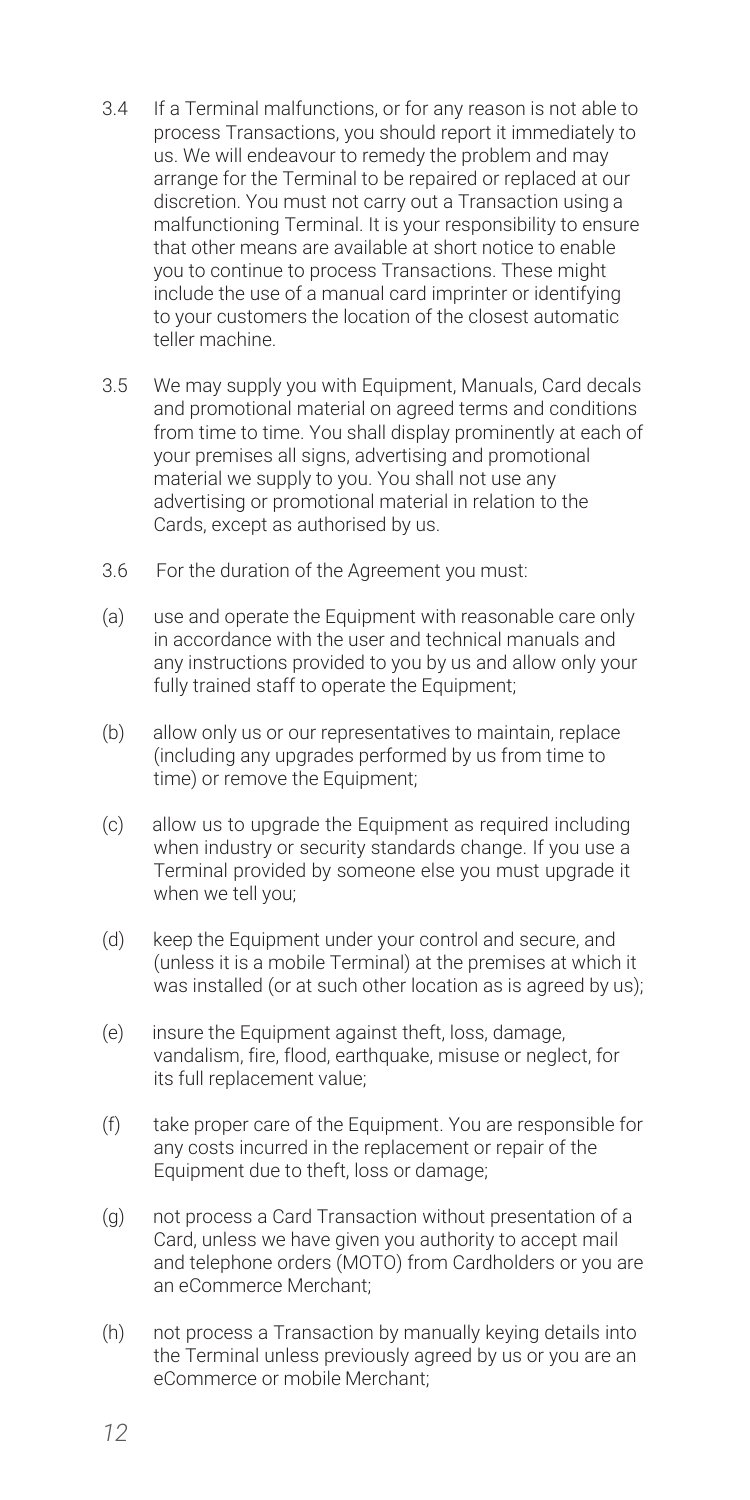3.4 If a Terminal malfunctions, or for any reason is not able to process Transactions, you should report it immediately to us. We will endeavour to remedy the problem and may arrange for the Terminal to be repaired or replaced at our discretion. You must not carry out a Transaction using a malfunctioning Terminal. It is your responsibility to ensure that other means are available at short notice to enable you to continue to process Transactions. These might include the use of a manual card imprinter or identifying to your customers the location of the closest automatic teller machine.

3.5 We may supply you with Equipment, Manuals, Card decals and promotional material on agreed terms and conditions from time to time. You shall display prominently at each of your premises all signs, advertising and promotional material we supply to you. You shall not use any advertising or promotional material in relation to the Cards, except as authorised by us.

3.6 For the duration of the Agreement you must:

(a) use and operate the Equipment with reasonable care only in accordance with the user and technical manuals and any instructions provided to you by us and allow only your fully trained staff to operate the Equipment;

(b) allow only us or our representatives to maintain, replace (including any upgrades performed by us from time to time) or remove the Equipment;

(c) allow us to upgrade the Equipment as required including when industry or security standards change. If you use a Terminal provided by someone else you must upgrade it when we tell you;

(d) keep the Equipment under your control and secure, and (unless it is a mobile Terminal) at the premises at which it was installed (or at such other location as is agreed by us);

(e) insure the Equipment against theft, loss, damage, vandalism, fire, flood, earthquake, misuse or neglect, for its full replacement value;

(f) take proper care of the Equipment. You are responsible for any costs incurred in the replacement or repair of the Equipment due to theft, loss or damage;

(g) not process a Card Transaction without presentation of a Card, unless we have given you authority to accept mail and telephone orders (MOTO) from Cardholders or you are an eCommerce Merchant;

(h) not process a Transaction by manually keying details into the Terminal unless previously agreed by us or you are an eCommerce or mobile Merchant;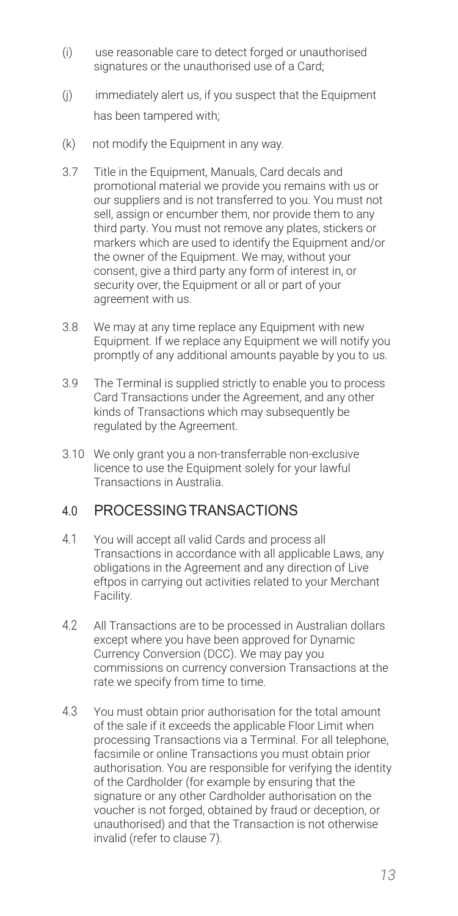(i) use reasonable care to detect forged or unauthorised signatures or the unauthorised use of a Card;

(j) immediately alert us, if you suspect that the Equipment has been tampered with;

(k) not modify the Equipment in any way.

3.7 Title in the Equipment, Manuals, Card decals and promotional material we provide you remains with us or our suppliers and is not transferred to you. You must not sell, assign or encumber them, nor provide them to any third party. You must not remove any plates, stickers or markers which are used to identify the Equipment and/or the owner of the Equipment. We may, without your consent, give a third party any form of interest in, or security over, the Equipment or all or part of your agreement with us.

3.8 We may at any time replace any Equipment with new Equipment. If we replace any Equipment we will notify you promptly of any additional amounts payable by you to us.

3.9 The Terminal is supplied strictly to enable you to process Card Transactions under the Agreement, and any other kinds of Transactions which may subsequently be regulated by the Agreement.

3.10 We only grant you a non-transferrable non-exclusive licence to use the Equipment solely for your lawful Transactions in Australia.

## 4.0 PROCESSING TRANSACTIONS

4.1 You will accept all valid Cards and process all Transactions in accordance with all applicable Laws, any obligations in the Agreement and any direction of Live eftpos in carrying out activities related to your Merchant Facility.

4.2 All Transactions are to be processed in Australian dollars except where you have been approved for Dynamic Currency Conversion (DCC). We may pay you commissions on currency conversion Transactions at the rate we specify from time to time.

4.3 You must obtain prior authorisation for the total amount of the sale if it exceeds the applicable Floor Limit when processing Transactions via a Terminal. For all telephone, facsimile or online Transactions you must obtain prior authorisation. You are responsible for verifying the identity of the Cardholder (for example by ensuring that the signature or any other Cardholder authorisation on the voucher is not forged, obtained by fraud or deception, or unauthorised) and that the Transaction is not otherwise invalid (refer to clause 7).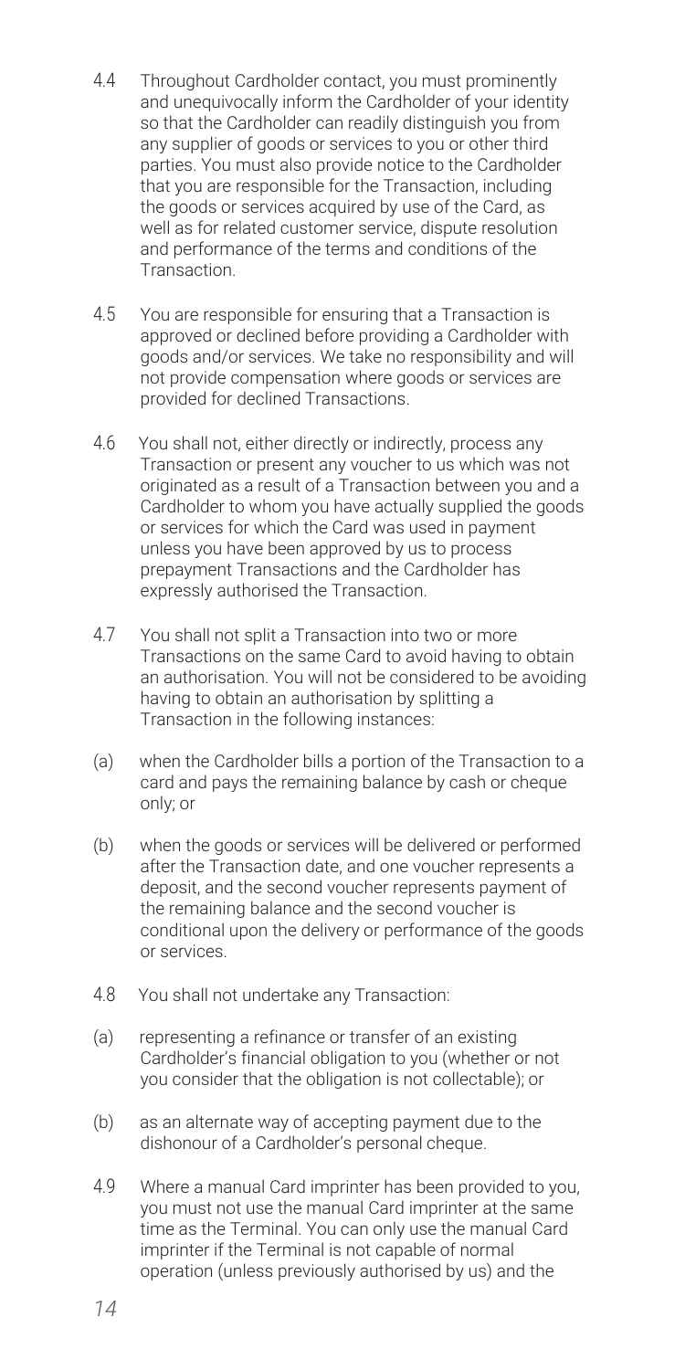4.4 Throughout Cardholder contact, you must prominently and unequivocally inform the Cardholder of your identity so that the Cardholder can readily distinguish you from any supplier of goods or services to you or other third parties. You must also provide notice to the Cardholder that you are responsible for the Transaction, including the goods or services acquired by use of the Card, as well as for related customer service, dispute resolution and performance of the terms and conditions of the Transaction.

4.5 You are responsible for ensuring that a Transaction is approved or declined before providing a Cardholder with goods and/or services. We take no responsibility and will not provide compensation where goods or services are provided for declined Transactions.

4.6 You shall not, either directly or indirectly, process any Transaction or present any voucher to us which was not originated as a result of a Transaction between you and a Cardholder to whom you have actually supplied the goods or services for which the Card was used in payment unless you have been approved by us to process prepayment Transactions and the Cardholder has expressly authorised the Transaction.

4.7 You shall not split a Transaction into two or more Transactions on the same Card to avoid having to obtain an authorisation. You will not be considered to be avoiding having to obtain an authorisation by splitting a Transaction in the following instances:

(a) when the Cardholder bills a portion of the Transaction to a card and pays the remaining balance by cash or cheque only; or

(b) when the goods or services will be delivered or performed after the Transaction date, and one voucher represents a deposit, and the second voucher represents payment of the remaining balance and the second voucher is conditional upon the delivery or performance of the goods or services.

4.8 You shall not undertake any Transaction:

(a) representing a refinance or transfer of an existing Cardholder's financial obligation to you (whether or not you consider that the obligation is not collectable); or

(b) as an alternate way of accepting payment due to the dishonour of a Cardholder's personal cheque.

4.9 Where a manual Card imprinter has been provided to you, you must not use the manual Card imprinter at the same time as the Terminal. You can only use the manual Card imprinter if the Terminal is not capable of normal operation (unless previously authorised by us) and the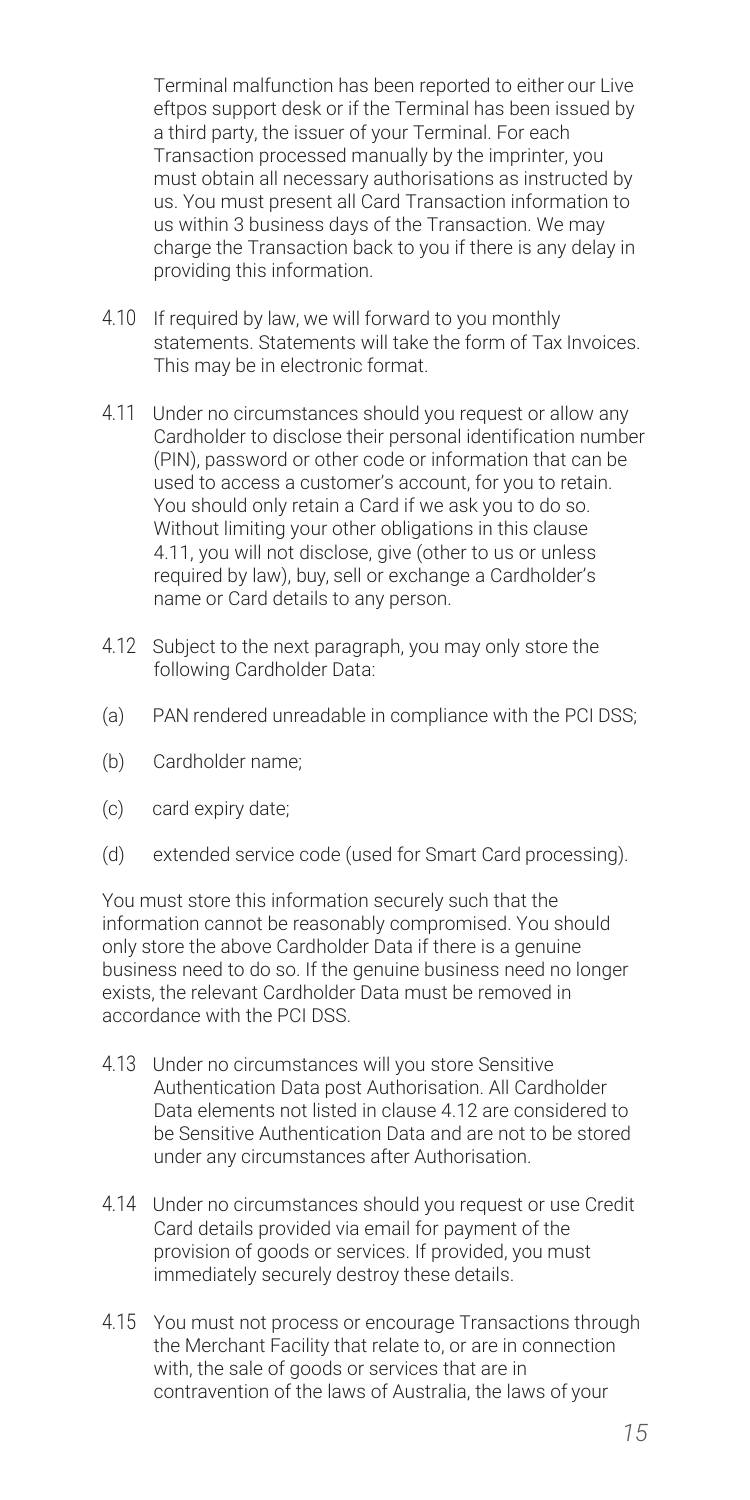Terminal malfunction has been reported to either our Live eftpos support desk or if the Terminal has been issued by a third party, the issuer of your Terminal. For each Transaction processed manually by the imprinter, you must obtain all necessary authorisations as instructed by us. You must present all Card Transaction information to us within 3 business days of the Transaction. We may charge the Transaction back to you if there is any delay in providing this information.

4.10 If required by law, we will forward to you monthly statements. Statements will take the form of Tax Invoices. This may be in electronic format.

4.11 Under no circumstances should you request or allow any Cardholder to disclose their personal identification number (PIN), password or other code or information that can be used to access a customer's account, for you to retain. You should only retain a Card if we ask you to do so. Without limiting your other obligations in this clause 4.11, you will not disclose, give (other to us or unless required by law), buy, sell or exchange a Cardholder's name or Card details to any person.

4.12 Subject to the next paragraph, you may only store the following Cardholder Data:

(a) PAN rendered unreadable in compliance with the PCI DSS;

(b) Cardholder name;

(c) card expiry date;

(d) extended service code (used for Smart Card processing).

You must store this information securely such that the information cannot be reasonably compromised. You should only store the above Cardholder Data if there is a genuine business need to do so. If the genuine business need no longer exists, the relevant Cardholder Data must be removed in accordance with the PCI DSS.

4.13 Under no circumstances will you store Sensitive Authentication Data post Authorisation. All Cardholder Data elements not listed in clause 4.12 are considered to be Sensitive Authentication Data and are not to be stored under any circumstances after Authorisation.

4.14 Under no circumstances should you request or use Credit Card details provided via email for payment of the provision of goods or services. If provided, you must immediately securely destroy these details.

4.15 You must not process or encourage Transactions through the Merchant Facility that relate to, or are in connection with, the sale of goods or services that are in contravention of the laws of Australia, the laws of your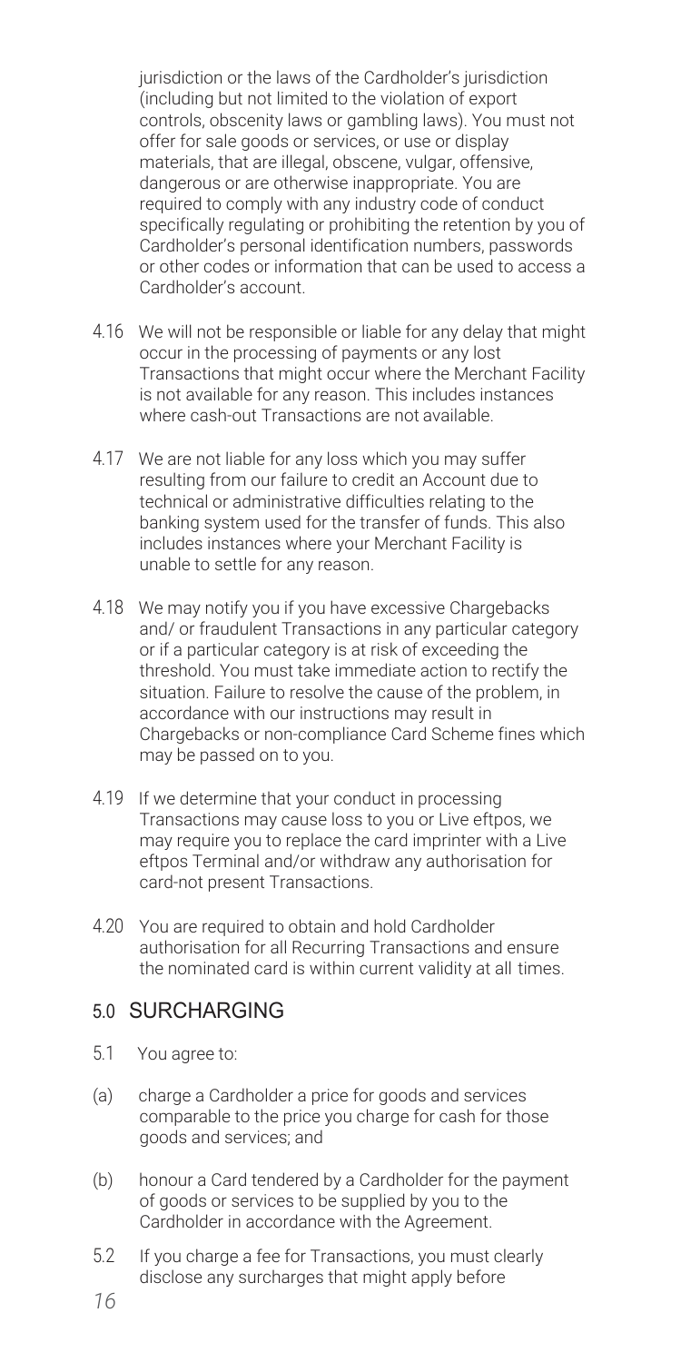jurisdiction or the laws of the Cardholder's jurisdiction (including but not limited to the violation of export controls, obscenity laws or gambling laws). You must not offer for sale goods or services, or use or display materials, that are illegal, obscene, vulgar, offensive, dangerous or are otherwise inappropriate. You are required to comply with any industry code of conduct specifically regulating or prohibiting the retention by you of Cardholder's personal identification numbers, passwords or other codes or information that can be used to access a Cardholder's account.

4.16 We will not be responsible or liable for any delay that might occur in the processing of payments or any lost Transactions that might occur where the Merchant Facility is not available for any reason. This includes instances where cash-out Transactions are not available.

4.17 We are not liable for any loss which you may suffer resulting from our failure to credit an Account due to technical or administrative difficulties relating to the banking system used for the transfer of funds. This also includes instances where your Merchant Facility is unable to settle for any reason.

4.18 We may notify you if you have excessive Chargebacks and/ or fraudulent Transactions in any particular category or if a particular category is at risk of exceeding the threshold. You must take immediate action to rectify the situation. Failure to resolve the cause of the problem, in accordance with our instructions may result in Chargebacks or non-compliance Card Scheme fines which may be passed on to you.

4.19 If we determine that your conduct in processing Transactions may cause loss to you or Live eftpos, we may require you to replace the card imprinter with a Live eftpos Terminal and/or withdraw any authorisation for card-not present Transactions.

4.20 You are required to obtain and hold Cardholder authorisation for all Recurring Transactions and ensure the nominated card is within current validity at all times.

## 5.0 SURCHARGING

5.1 You agree to:

(a) charge a Cardholder a price for goods and services comparable to the price you charge for cash for those goods and services; and

(b) honour a Card tendered by a Cardholder for the payment of goods or services to be supplied by you to the Cardholder in accordance with the Agreement.

5.2 If you charge a fee for Transactions, you must clearly disclose any surcharges that might apply before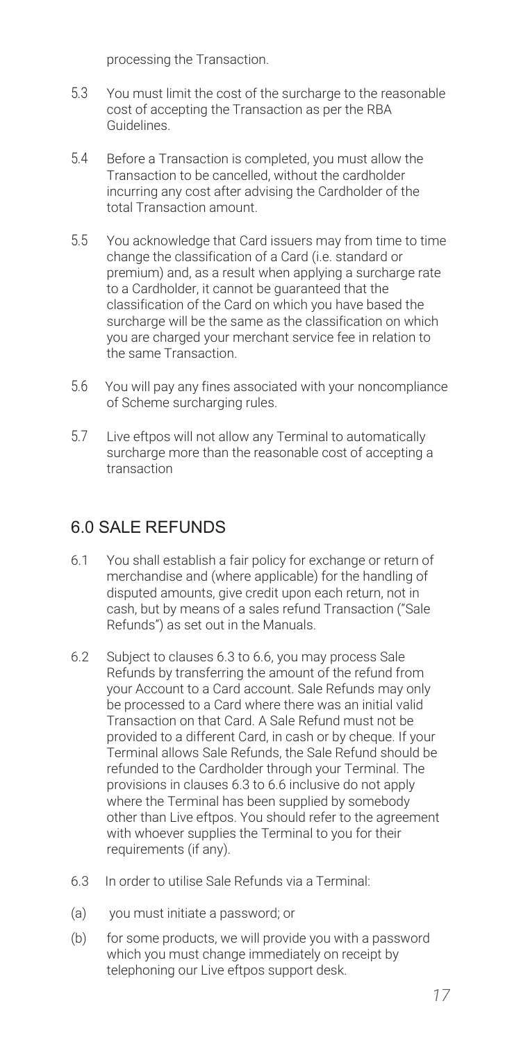processing the Transaction.

5.3 You must limit the cost of the surcharge to the reasonable cost of accepting the Transaction as per the RBA Guidelines.

5.4 Before a Transaction is completed, you must allow the Transaction to be cancelled, without the cardholder incurring any cost after advising the Cardholder of the total Transaction amount.

5.5 You acknowledge that Card issuers may from time to time change the classification of a Card (i.e. standard or premium) and, as a result when applying a surcharge rate to a Cardholder, it cannot be guaranteed that the classification of the Card on which you have based the surcharge will be the same as the classification on which you are charged your merchant service fee in relation to the same Transaction.

5.6 You will pay any fines associated with your noncompliance of Scheme surcharging rules.

5.7 Live eftpos will not allow any Terminal to automatically surcharge more than the reasonable cost of accepting a transaction

## 6.0 SALE REFUNDS

6.1 You shall establish a fair policy for exchange or return of merchandise and (where applicable) for the handling of disputed amounts, give credit upon each return, not in cash, but by means of a sales refund Transaction ("Sale Refunds") as set out in the Manuals.

6.2 Subject to clauses 6.3 to 6.6, you may process Sale Refunds by transferring the amount of the refund from your Account to a Card account. Sale Refunds may only be processed to a Card where there was an initial valid Transaction on that Card. A Sale Refund must not be provided to a different Card, in cash or by cheque. If your Terminal allows Sale Refunds, the Sale Refund should be refunded to the Cardholder through your Terminal. The provisions in clauses 6.3 to 6.6 inclusive do not apply where the Terminal has been supplied by somebody other than Live eftpos. You should refer to the agreement with whoever supplies the Terminal to you for their requirements (if any).

6.3 In order to utilise Sale Refunds via a Terminal:

(a) you must initiate a password; or

(b) for some products, we will provide you with a password which you must change immediately on receipt by telephoning our Live eftpos support desk.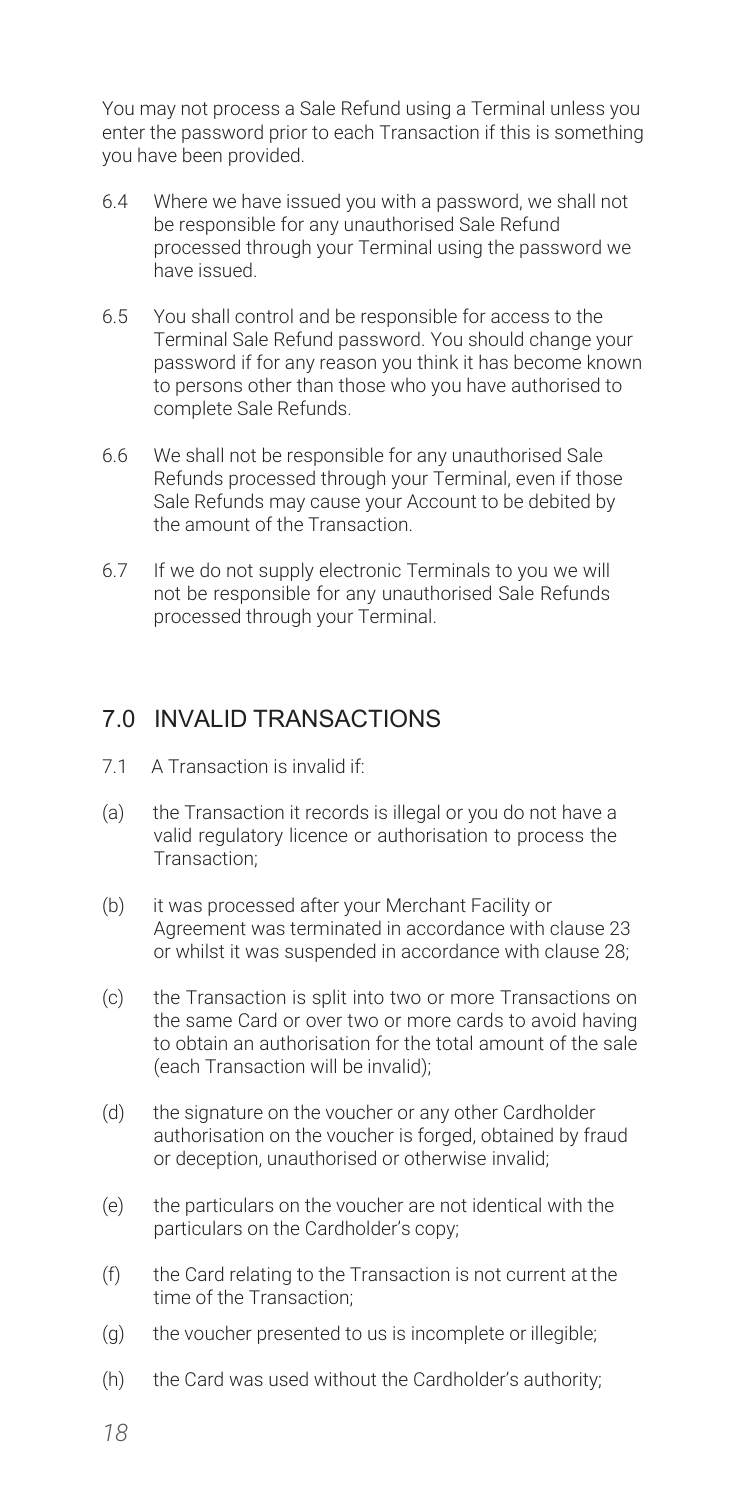You may not process a Sale Refund using a Terminal unless you enter the password prior to each Transaction if this is something you have been provided.

6.4 Where we have issued you with a password, we shall not be responsible for any unauthorised Sale Refund processed through your Terminal using the password we have issued.

6.5 You shall control and be responsible for access to the Terminal Sale Refund password. You should change your password if for any reason you think it has become known to persons other than those who you have authorised to complete Sale Refunds.

6.6 We shall not be responsible for any unauthorised Sale Refunds processed through your Terminal, even if those Sale Refunds may cause your Account to be debited by the amount of the Transaction.

6.7 If we do not supply electronic Terminals to you we will not be responsible for any unauthorised Sale Refunds processed through your Terminal.

## 7.0 INVALID TRANSACTIONS

7.1 A Transaction is invalid if:

(a) the Transaction it records is illegal or you do not have a valid regulatory licence or authorisation to process the Transaction;

(b) it was processed after your Merchant Facility or Agreement was terminated in accordance with clause 23 or whilst it was suspended in accordance with clause 28;

(c) the Transaction is split into two or more Transactions on the same Card or over two or more cards to avoid having to obtain an authorisation for the total amount of the sale (each Transaction will be invalid);

(d) the signature on the voucher or any other Cardholder authorisation on the voucher is forged, obtained by fraud or deception, unauthorised or otherwise invalid;

(e) the particulars on the voucher are not identical with the particulars on the Cardholder's copy;

(f) the Card relating to the Transaction is not current at the time of the Transaction;

(g) the voucher presented to us is incomplete or illegible;

(h) the Card was used without the Cardholder's authority;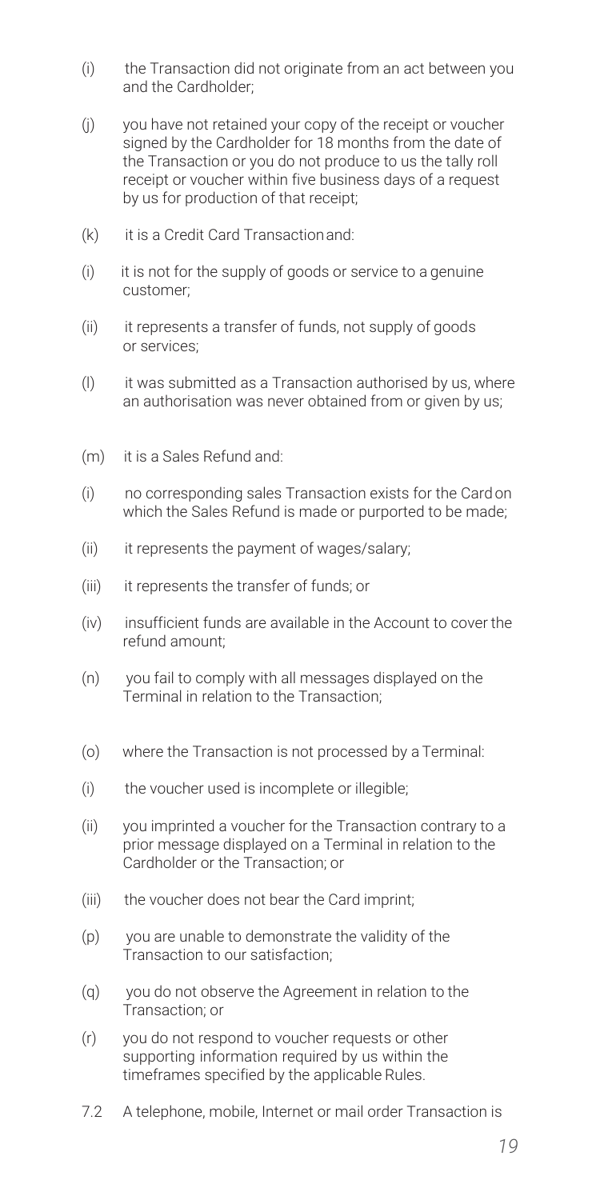(i) the Transaction did not originate from an act between you and the Cardholder;

(j) you have not retained your copy of the receipt or voucher signed by the Cardholder for 18 months from the date of the Transaction or you do not produce to us the tally roll receipt or voucher within five business days of a request by us for production of that receipt;

(k) it is a Credit Card Transaction and:

(i) it is not for the supply of goods or service to a genuine customer;

(ii) it represents a transfer of funds, not supply of goods or services;

(l) it was submitted as a Transaction authorised by us, where an authorisation was never obtained from or given by us;

(m) it is a Sales Refund and:

(i) no corresponding sales Transaction exists for the Card on which the Sales Refund is made or purported to be made;

(ii) it represents the payment of wages/salary;

(iii) it represents the transfer of funds; or

(iv) insufficient funds are available in the Account to cover the refund amount;

(n) you fail to comply with all messages displayed on the Terminal in relation to the Transaction;

(o) where the Transaction is not processed by a Terminal:

(i) the voucher used is incomplete or illegible;

(ii) you imprinted a voucher for the Transaction contrary to a prior message displayed on a Terminal in relation to the Cardholder or the Transaction; or

(iii) the voucher does not bear the Card imprint;

(p) you are unable to demonstrate the validity of the Transaction to our satisfaction;

(q) you do not observe the Agreement in relation to the Transaction; or

(r) you do not respond to voucher requests or other supporting information required by us within the timeframes specified by the applicable Rules.

7.2 A telephone, mobile, Internet or mail order Transaction is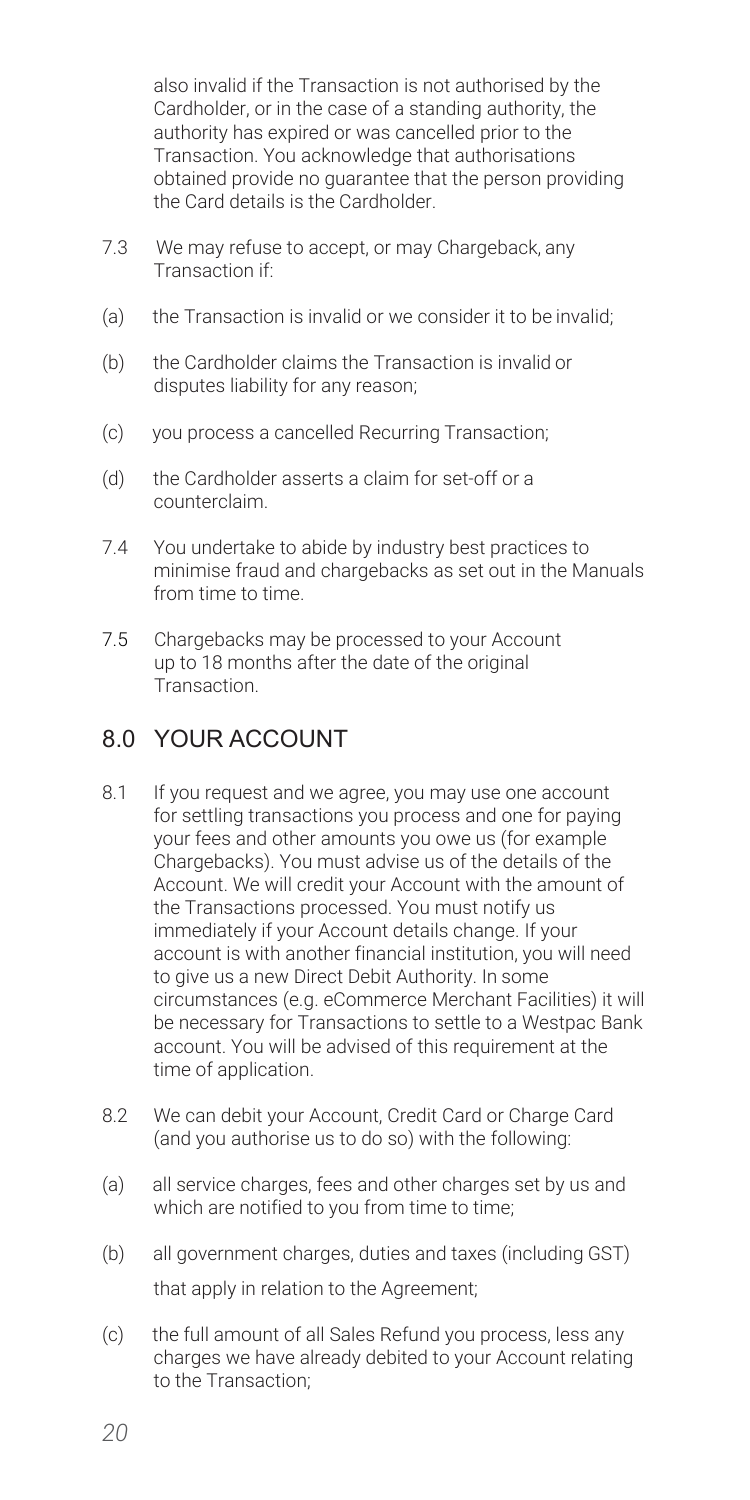also invalid if the Transaction is not authorised by the Cardholder, or in the case of a standing authority, the authority has expired or was cancelled prior to the Transaction. You acknowledge that authorisations obtained provide no guarantee that the person providing the Card details is the Cardholder.

7.3 We may refuse to accept, or may Chargeback, any Transaction if:

(a) the Transaction is invalid or we consider it to be invalid;

(b) the Cardholder claims the Transaction is invalid or disputes liability for any reason;

(c) you process a cancelled Recurring Transaction;

(d) the Cardholder asserts a claim for set-off or a counterclaim.

7.4 You undertake to abide by industry best practices to minimise fraud and chargebacks as set out in the Manuals from time to time.

7.5 Chargebacks may be processed to your Account up to 18 months after the date of the original Transaction.

## 8.0 YOUR ACCOUNT

8.1 If you request and we agree, you may use one account for settling transactions you process and one for paying your fees and other amounts you owe us (for example Chargebacks). You must advise us of the details of the Account. We will credit your Account with the amount of the Transactions processed. You must notify us immediately if your Account details change. If your account is with another financial institution, you will need to give us a new Direct Debit Authority. In some circumstances (e.g. eCommerce Merchant Facilities) it will be necessary for Transactions to settle to a Westpac Bank account. You will be advised of this requirement at the time of application.

8.2 We can debit your Account, Credit Card or Charge Card (and you authorise us to do so) with the following:

(a) all service charges, fees and other charges set by us and which are notified to you from time to time;

(b) all government charges, duties and taxes (including GST) that apply in relation to the Agreement;

(c) the full amount of all Sales Refund you process, less any charges we have already debited to your Account relating to the Transaction;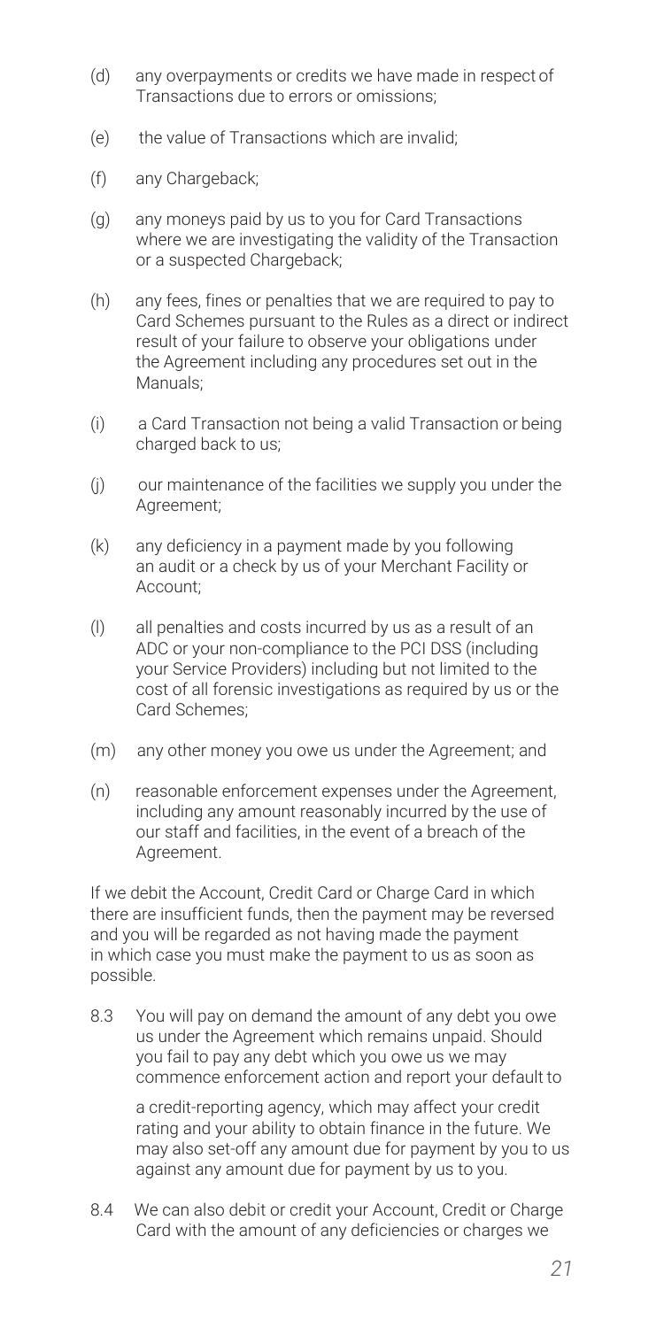(d) any overpayments or credits we have made in respect of Transactions due to errors or omissions;

(e) the value of Transactions which are invalid;

(f) any Chargeback;

(g) any moneys paid by us to you for Card Transactions where we are investigating the validity of the Transaction or a suspected Chargeback;

(h) any fees, fines or penalties that we are required to pay to Card Schemes pursuant to the Rules as a direct or indirect result of your failure to observe your obligations under the Agreement including any procedures set out in the Manuals;

(i) a Card Transaction not being a valid Transaction or being charged back to us;

(j) our maintenance of the facilities we supply you under the Agreement;

(k) any deficiency in a payment made by you following an audit or a check by us of your Merchant Facility or Account;

(l) all penalties and costs incurred by us as a result of an ADC or your non-compliance to the PCI DSS (including your Service Providers) including but not limited to the cost of all forensic investigations as required by us or the Card Schemes;

(m) any other money you owe us under the Agreement; and

(n) reasonable enforcement expenses under the Agreement, including any amount reasonably incurred by the use of our staff and facilities, in the event of a breach of the Agreement.

If we debit the Account, Credit Card or Charge Card in which there are insufficient funds, then the payment may be reversed and you will be regarded as not having made the payment in which case you must make the payment to us as soon as possible.

8.3 You will pay on demand the amount of any debt you owe us under the Agreement which remains unpaid. Should you fail to pay any debt which you owe us we may commence enforcement action and report your default to a credit-reporting agency, which may affect your credit rating and your ability to obtain finance in the future. We may also set-off any amount due for payment by you to us against any amount due for payment by us to you.

8.4 We can also debit or credit your Account, Credit or Charge Card with the amount of any deficiencies or charges we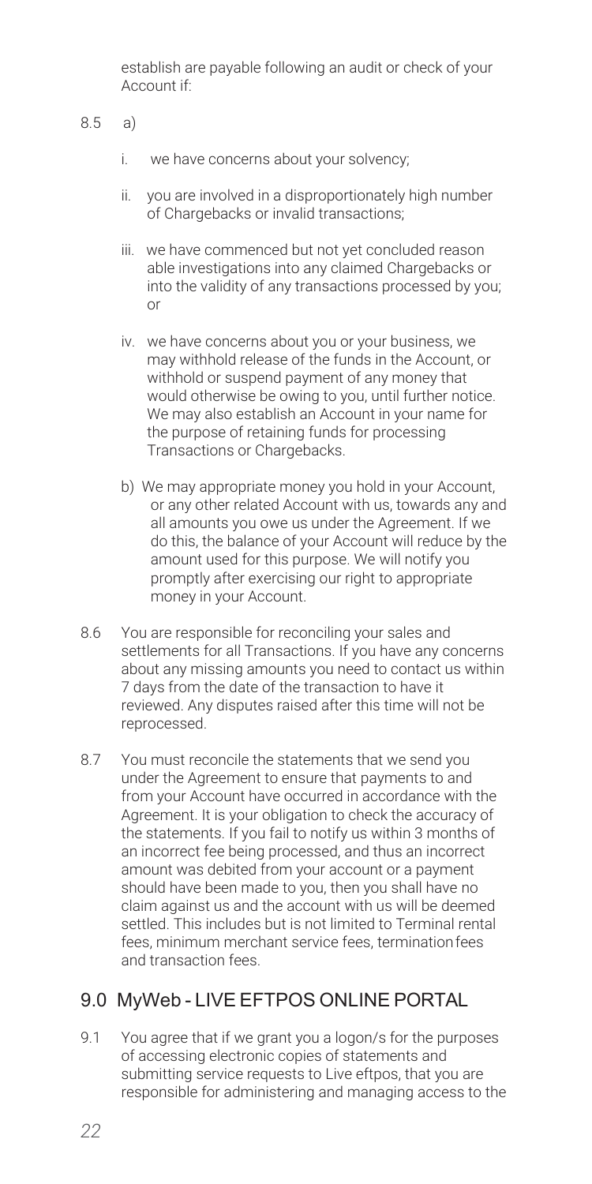establish are payable following an audit or check of your Account if:

8.5 a)

i. we have concerns about your solvency;

ii. you are involved in a disproportionately high number of Chargebacks or invalid transactions;

iii. we have commenced but not yet concluded reason able investigations into any claimed Chargebacks or into the validity of any transactions processed by you; or

iv. we have concerns about you or your business, we may withhold release of the funds in the Account, or withhold or suspend payment of any money that would otherwise be owing to you, until further notice. We may also establish an Account in your name for the purpose of retaining funds for processing Transactions or Chargebacks.

b) We may appropriate money you hold in your Account, or any other related Account with us, towards any and all amounts you owe us under the Agreement. If we do this, the balance of your Account will reduce by the amount used for this purpose. We will notify you promptly after exercising our right to appropriate money in your Account.

8.6 You are responsible for reconciling your sales and settlements for all Transactions. If you have any concerns about any missing amounts you need to contact us within 7 days from the date of the transaction to have it reviewed. Any disputes raised after this time will not be reprocessed.

8.7 You must reconcile the statements that we send you under the Agreement to ensure that payments to and from your Account have occurred in accordance with the Agreement. It is your obligation to check the accuracy of the statements. If you fail to notify us within 3 months of an incorrect fee being processed, and thus an incorrect amount was debited from your account or a payment should have been made to you, then you shall have no claim against us and the account with us will be deemed settled. This includes but is not limited to Terminal rental fees, minimum merchant service fees, termination fees and transaction fees.

## 9.0 MyWeb - LIVE EFTPOS ONLINE PORTAL

9.1 You agree that if we grant you a logon/s for the purposes of accessing electronic copies of statements and submitting service requests to Live eftpos, that you are responsible for administering and managing access to the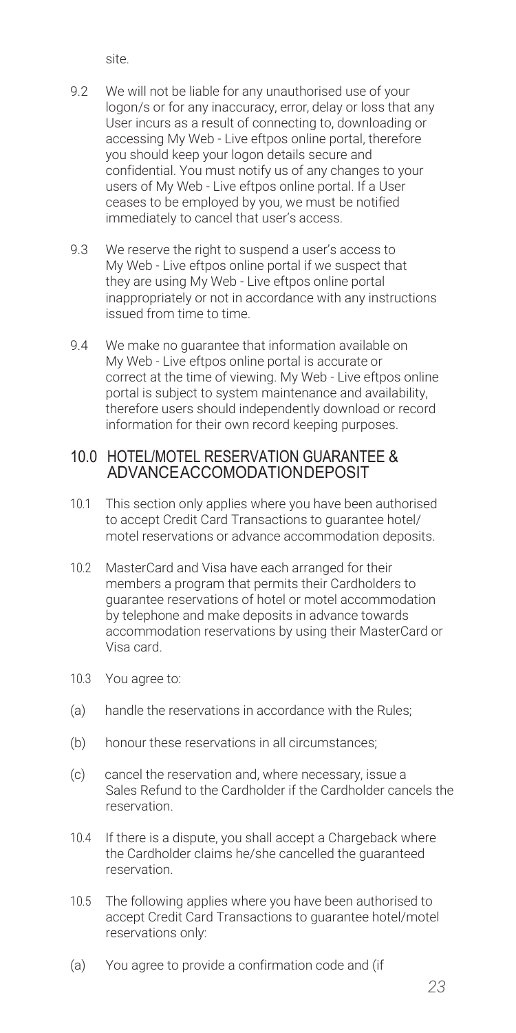site.

9.2 We will not be liable for any unauthorised use of your logon/s or for any inaccuracy, error, delay or loss that any User incurs as a result of connecting to, downloading or accessing My Web - Live eftpos online portal, therefore you should keep your logon details secure and confidential. You must notify us of any changes to your users of My Web - Live eftpos online portal. If a User ceases to be employed by you, we must be notified immediately to cancel that user's access.

9.3 We reserve the right to suspend a user's access to My Web - Live eftpos online portal if we suspect that they are using My Web - Live eftpos online portal inappropriately or not in accordance with any instructions issued from time to time.

9.4 We make no guarantee that information available on My Web - Live eftpos online portal is accurate or correct at the time of viewing. My Web - Live eftpos online portal is subject to system maintenance and availability, therefore users should independently download or record information for their own record keeping purposes.

## 10.0 HOTEL/MOTEL RESERVATION GUARANTEE & ADVANCEACCOMODATIONDEPOSIT

10.1 This section only applies where you have been authorised to accept Credit Card Transactions to guarantee hotel/motel reservations or advance accommodation deposits.

10.2 MasterCard and Visa have each arranged for their members a program that permits their Cardholders to guarantee reservations of hotel or motel accommodation by telephone and make deposits in advance towards accommodation reservations by using their MasterCard or Visa card.

10.3 You agree to:

(a) handle the reservations in accordance with the Rules;

(b) honour these reservations in all circumstances;

(c) cancel the reservation and, where necessary, issue a Sales Refund to the Cardholder if the Cardholder cancels the reservation.

10.4 If there is a dispute, you shall accept a Chargeback where the Cardholder claims he/she cancelled the guaranteed reservation.

10.5 The following applies where you have been authorised to accept Credit Card Transactions to guarantee hotel/motel reservations only:

(a) You agree to provide a confirmation code and (if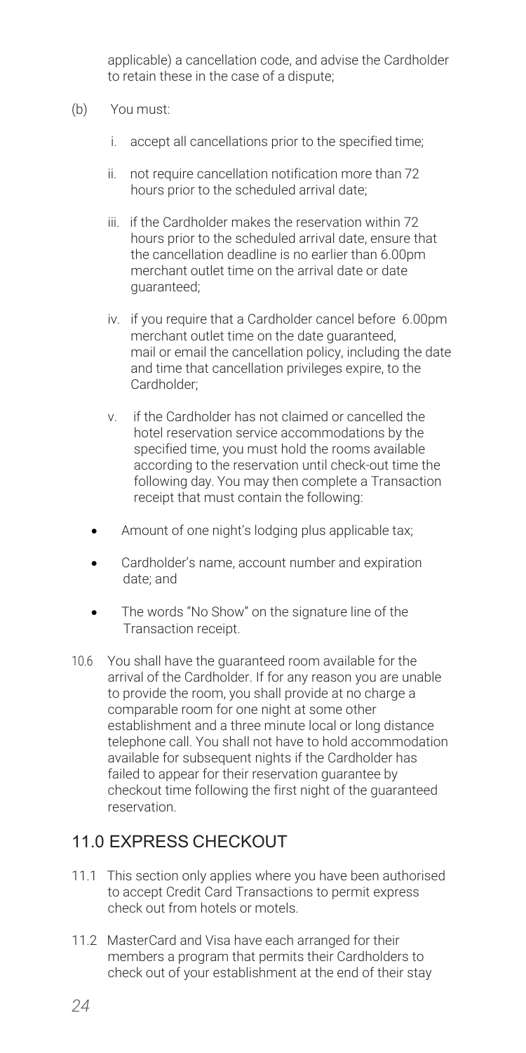applicable) a cancellation code, and advise the Cardholder to retain these in the case of a dispute;

(b) You must:

i. accept all cancellations prior to the specified time;

ii. not require cancellation notification more than 72 hours prior to the scheduled arrival date;

iii. if the Cardholder makes the reservation within 72 hours prior to the scheduled arrival date, ensure that the cancellation deadline is no earlier than 6.00pm merchant outlet time on the arrival date or date guaranteed;

iv. if you require that a Cardholder cancel before 6.00pm merchant outlet time on the date guaranteed, mail or email the cancellation policy, including the date and time that cancellation privileges expire, to the Cardholder;

v. if the Cardholder has not claimed or cancelled the hotel reservation service accommodations by the specified time, you must hold the rooms available according to the reservation until check-out time the following day. You may then complete a Transaction receipt that must contain the following:

- Amount of one night's lodging plus applicable tax;
- Cardholder's name, account number and expiration date; and
- The words "No Show" on the signature line of the Transaction receipt.

10.6 You shall have the guaranteed room available for the arrival of the Cardholder. If for any reason you are unable to provide the room, you shall provide at no charge a comparable room for one night at some other establishment and a three minute local or long distance telephone call. You shall not have to hold accommodation available for subsequent nights if the Cardholder has failed to appear for their reservation guarantee by checkout time following the first night of the guaranteed reservation.

## 11.0 EXPRESS CHECKOUT

11.1 This section only applies where you have been authorised to accept Credit Card Transactions to permit express check out from hotels or motels.

11.2 MasterCard and Visa have each arranged for their members a program that permits their Cardholders to check out of your establishment at the end of their stay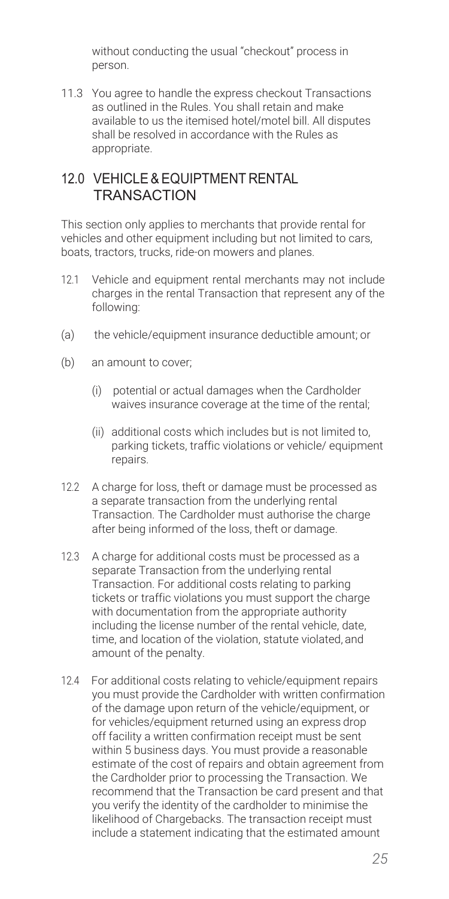without conducting the usual "checkout" process in person.

11.3 You agree to handle the express checkout Transactions as outlined in the Rules. You shall retain and make available to us the itemised hotel/motel bill. All disputes shall be resolved in accordance with the Rules as appropriate.

## 12.0 VEHICLE & EQUIPMENT RENTAL TRANSACTION

This section only applies to merchants that provide rental for vehicles and other equipment including but not limited to cars, boats, tractors, trucks, ride-on mowers and planes.

12.1 Vehicle and equipment rental merchants may not include charges in the rental Transaction that represent any of the following:

(a) the vehicle/equipment insurance deductible amount; or

(b) an amount to cover;

(i) potential or actual damages when the Cardholder waives insurance coverage at the time of the rental;

(ii) additional costs which includes but is not limited to, parking tickets, traffic violations or vehicle/ equipment repairs.

12.2 A charge for loss, theft or damage must be processed as a separate transaction from the underlying rental Transaction. The Cardholder must authorise the charge after being informed of the loss, theft or damage.

12.3 A charge for additional costs must be processed as a separate Transaction from the underlying rental Transaction. For additional costs relating to parking tickets or traffic violations you must support the charge with documentation from the appropriate authority including the license number of the rental vehicle, date, time, and location of the violation, statute violated, and amount of the penalty.

12.4 For additional costs relating to vehicle/equipment repairs you must provide the Cardholder with written confirmation of the damage upon return of the vehicle/equipment, or for vehicles/equipment returned using an express drop off facility a written confirmation receipt must be sent within 5 business days. You must provide a reasonable estimate of the cost of repairs and obtain agreement from the Cardholder prior to processing the Transaction. We recommend that the Transaction be card present and that you verify the identity of the cardholder to minimise the likelihood of Chargebacks. The transaction receipt must include a statement indicating that the estimated amount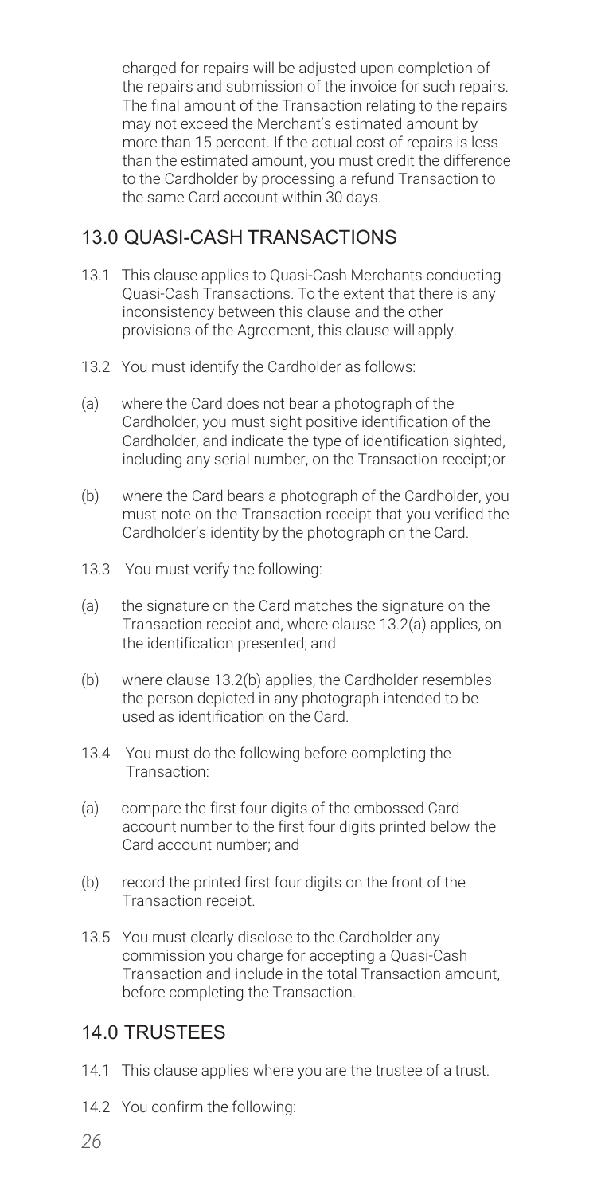charged for repairs will be adjusted upon completion of the repairs and submission of the invoice for such repairs. The final amount of the Transaction relating to the repairs may not exceed the Merchant's estimated amount by more than 15 percent. If the actual cost of repairs is less than the estimated amount, you must credit the difference to the Cardholder by processing a refund Transaction to the same Card account within 30 days.

## 13.0 QUASI-CASH TRANSACTIONS

13.1 This clause applies to Quasi-Cash Merchants conducting Quasi-Cash Transactions. To the extent that there is any inconsistency between this clause and the other provisions of the Agreement, this clause will apply.

13.2 You must identify the Cardholder as follows:

(a) where the Card does not bear a photograph of the Cardholder, you must sight positive identification of the Cardholder, and indicate the type of identification sighted, including any serial number, on the Transaction receipt; or

(b) where the Card bears a photograph of the Cardholder, you must note on the Transaction receipt that you verified the Cardholder's identity by the photograph on the Card.

13.3 You must verify the following:

(a) the signature on the Card matches the signature on the Transaction receipt and, where clause 13.2(a) applies, on the identification presented; and

(b) where clause 13.2(b) applies, the Cardholder resembles the person depicted in any photograph intended to be used as identification on the Card.

13.4 You must do the following before completing the Transaction:

(a) compare the first four digits of the embossed Card account number to the first four digits printed below the Card account number; and

(b) record the printed first four digits on the front of the Transaction receipt.

13.5 You must clearly disclose to the Cardholder any commission you charge for accepting a Quasi-Cash Transaction and include in the total Transaction amount, before completing the Transaction.

## 14.0 TRUSTEES

14.1 This clause applies where you are the trustee of a trust.

14.2 You confirm the following: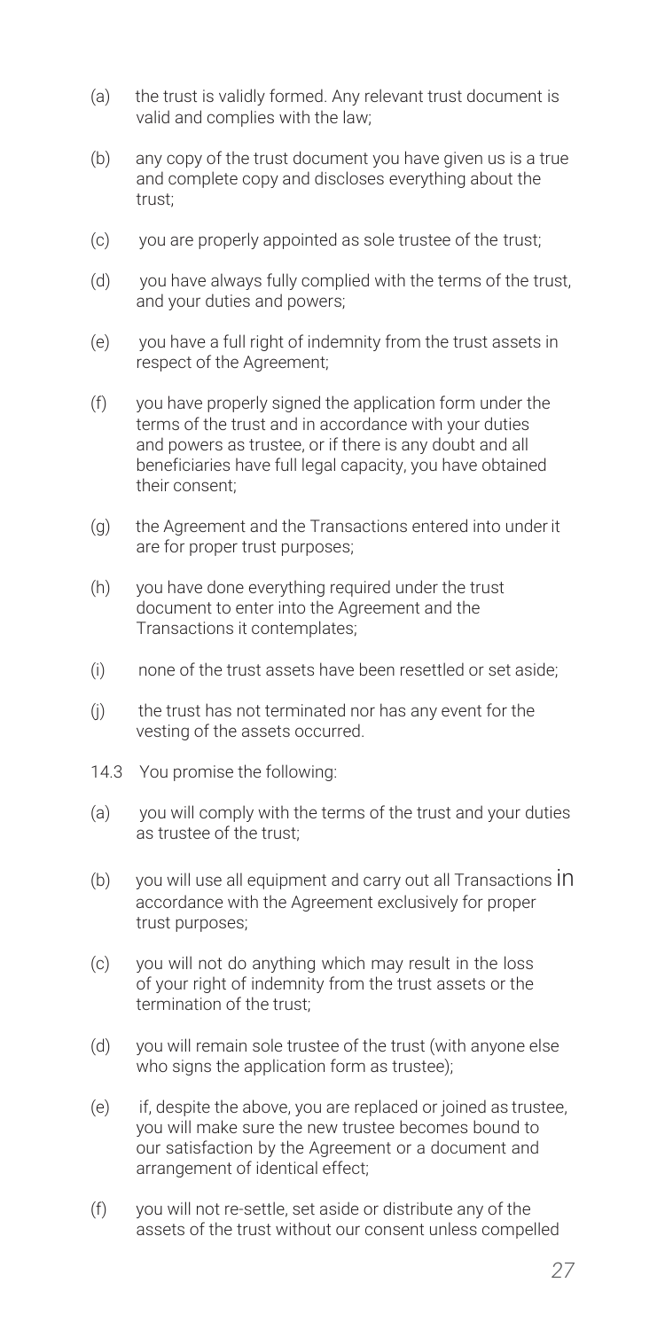(a) the trust is validly formed. Any relevant trust document is valid and complies with the law;

(b) any copy of the trust document you have given us is a true and complete copy and discloses everything about the trust;

(c) you are properly appointed as sole trustee of the trust;

(d) you have always fully complied with the terms of the trust, and your duties and powers;

(e) you have a full right of indemnity from the trust assets in respect of the Agreement;

(f) you have properly signed the application form under the terms of the trust and in accordance with your duties and powers as trustee, or if there is any doubt and all beneficiaries have full legal capacity, you have obtained their consent;

(g) the Agreement and the Transactions entered into under it are for proper trust purposes;

(h) you have done everything required under the trust document to enter into the Agreement and the Transactions it contemplates;

(i) none of the trust assets have been resettled or set aside;

(j) the trust has not terminated nor has any event for the vesting of the assets occurred.

14.3 You promise the following:

(a) you will comply with the terms of the trust and your duties as trustee of the trust;

(b) you will use all equipment and carry out all Transactions in accordance with the Agreement exclusively for proper trust purposes;

(c) you will not do anything which may result in the loss of your right of indemnity from the trust assets or the termination of the trust;

(d) you will remain sole trustee of the trust (with anyone else who signs the application form as trustee);

(e) if, despite the above, you are replaced or joined as trustee, you will make sure the new trustee becomes bound to our satisfaction by the Agreement or a document and arrangement of identical effect;

(f) you will not re-settle, set aside or distribute any of the assets of the trust without our consent unless compelled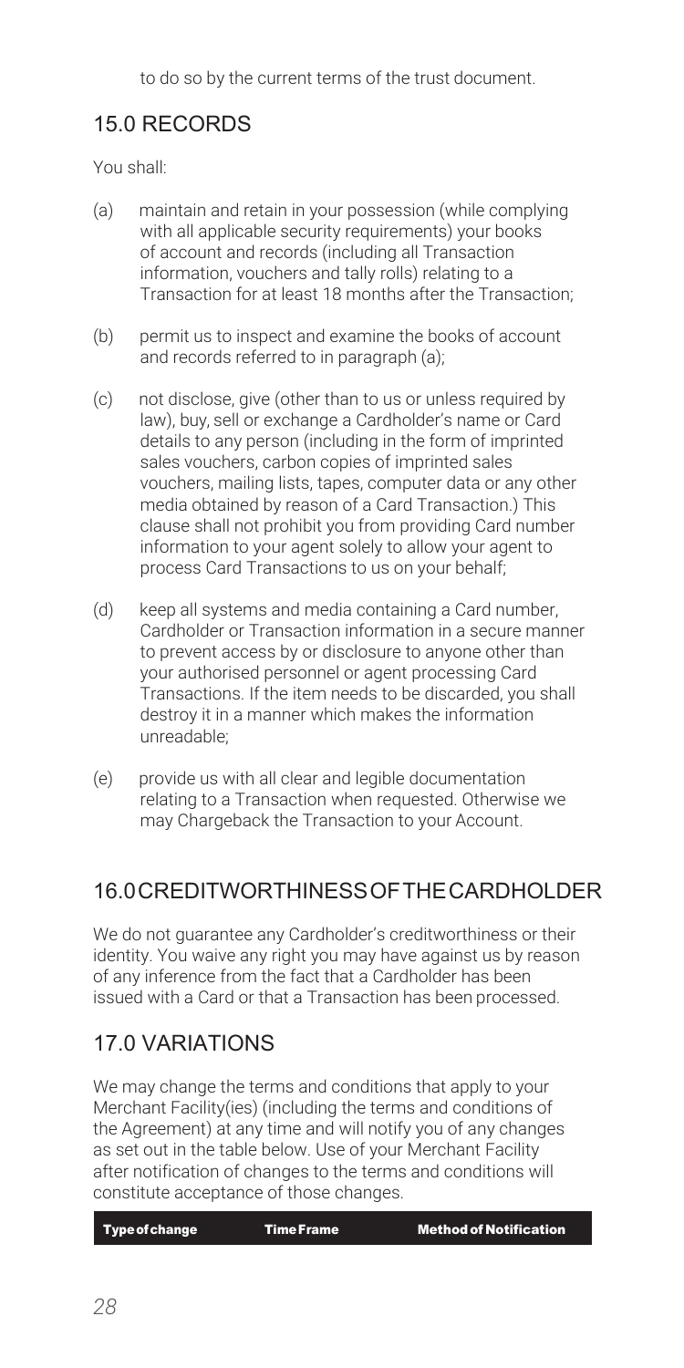to do so by the current terms of the trust document.

## 15.0 RECORDS

You shall:

(a) maintain and retain in your possession (while complying with all applicable security requirements) your books of account and records (including all Transaction information, vouchers and tally rolls) relating to a Transaction for at least 18 months after the Transaction;

(b) permit us to inspect and examine the books of account and records referred to in paragraph (a);

(c) not disclose, give (other than to us or unless required by law), buy, sell or exchange a Cardholder's name or Card details to any person (including in the form of imprinted sales vouchers, carbon copies of imprinted sales vouchers, mailing lists, tapes, computer data or any other media obtained by reason of a Card Transaction.) This clause shall not prohibit you from providing Card number information to your agent solely to allow your agent to process Card Transactions to us on your behalf;

(d) keep all systems and media containing a Card number, Cardholder or Transaction information in a secure manner to prevent access by or disclosure to anyone other than your authorised personnel or agent processing Card Transactions. If the item needs to be discarded, you shall destroy it in a manner which makes the information unreadable;

(e) provide us with all clear and legible documentation relating to a Transaction when requested. Otherwise we may Chargeback the Transaction to your Account.

## 16.0 CREDITWORTHINESS OF THE CARDHOLDER

We do not guarantee any Cardholder's creditworthiness or their identity. You waive any right you may have against us by reason of any inference from the fact that a Cardholder has been issued with a Card or that a Transaction has been processed.

## 17.0 VARIATIONS

We may change the terms and conditions that apply to your Merchant Facility(ies) (including the terms and conditions of the Agreement) at any time and will notify you of any changes as set out in the table below. Use of your Merchant Facility after notification of changes to the terms and conditions will constitute acceptance of those changes.

| Type of change | Time Frame | Method of Notification |
| --- | --- | --- |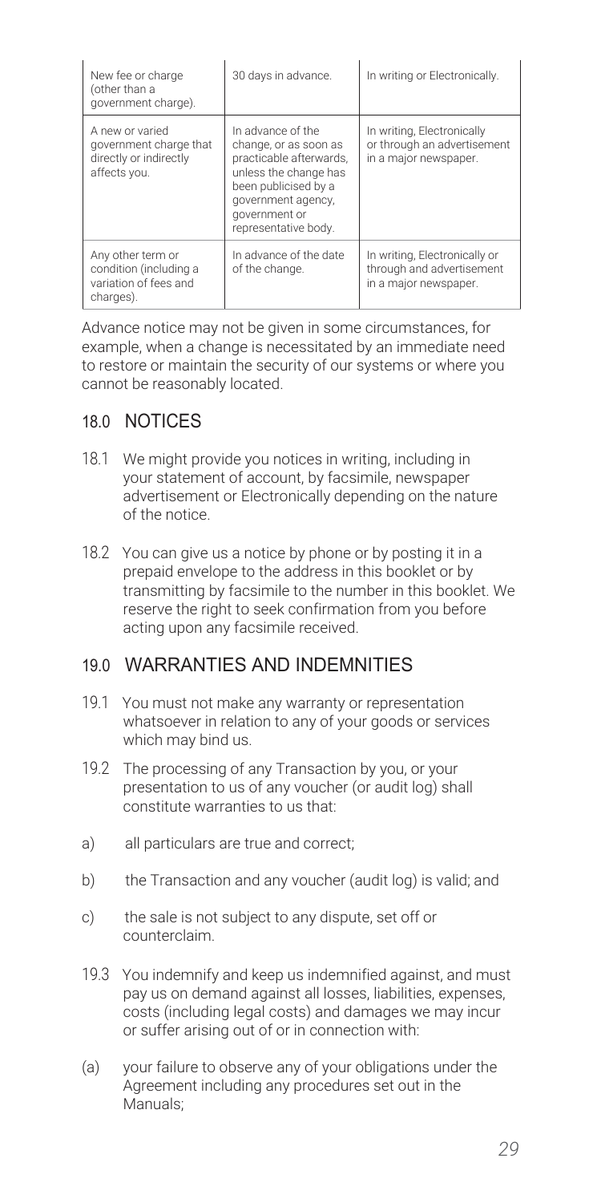| New fee or charge (other than a government charge). | 30 days in advance. | In writing or Electronically. |
|---|---|---|
| A new or varied government charge that directly or indirectly affects you. | In advance of the change, or as soon as practicable afterwards, unless the change has been publicised by a government agency, government or representative body. | In writing, Electronically or through an advertisement in a major newspaper. |
| Any other term or condition (including a variation of fees and charges). | In advance of the date of the change. | In writing, Electronically or through and advertisement in a major newspaper. |

Advance notice may not be given in some circumstances, for example, when a change is necessitated by an immediate need to restore or maintain the security of our systems or where you cannot be reasonably located.

## 18.0 NOTICES

18.1 We might provide you notices in writing, including in your statement of account, by facsimile, newspaper advertisement or Electronically depending on the nature of the notice.

18.2 You can give us a notice by phone or by posting it in a prepaid envelope to the address in this booklet or by transmitting by facsimile to the number in this booklet. We reserve the right to seek confirmation from you before acting upon any facsimile received.

## 19.0 WARRANTIES AND INDEMNITIES

19.1 You must not make any warranty or representation whatsoever in relation to any of your goods or services which may bind us.

19.2 The processing of any Transaction by you, or your presentation to us of any voucher (or audit log) shall constitute warranties to us that:

a) all particulars are true and correct;

b) the Transaction and any voucher (audit log) is valid; and

c) the sale is not subject to any dispute, set off or counterclaim.

19.3 You indemnify and keep us indemnified against, and must pay us on demand against all losses, liabilities, expenses, costs (including legal costs) and damages we may incur or suffer arising out of or in connection with:

(a) your failure to observe any of your obligations under the Agreement including any procedures set out in the Manuals;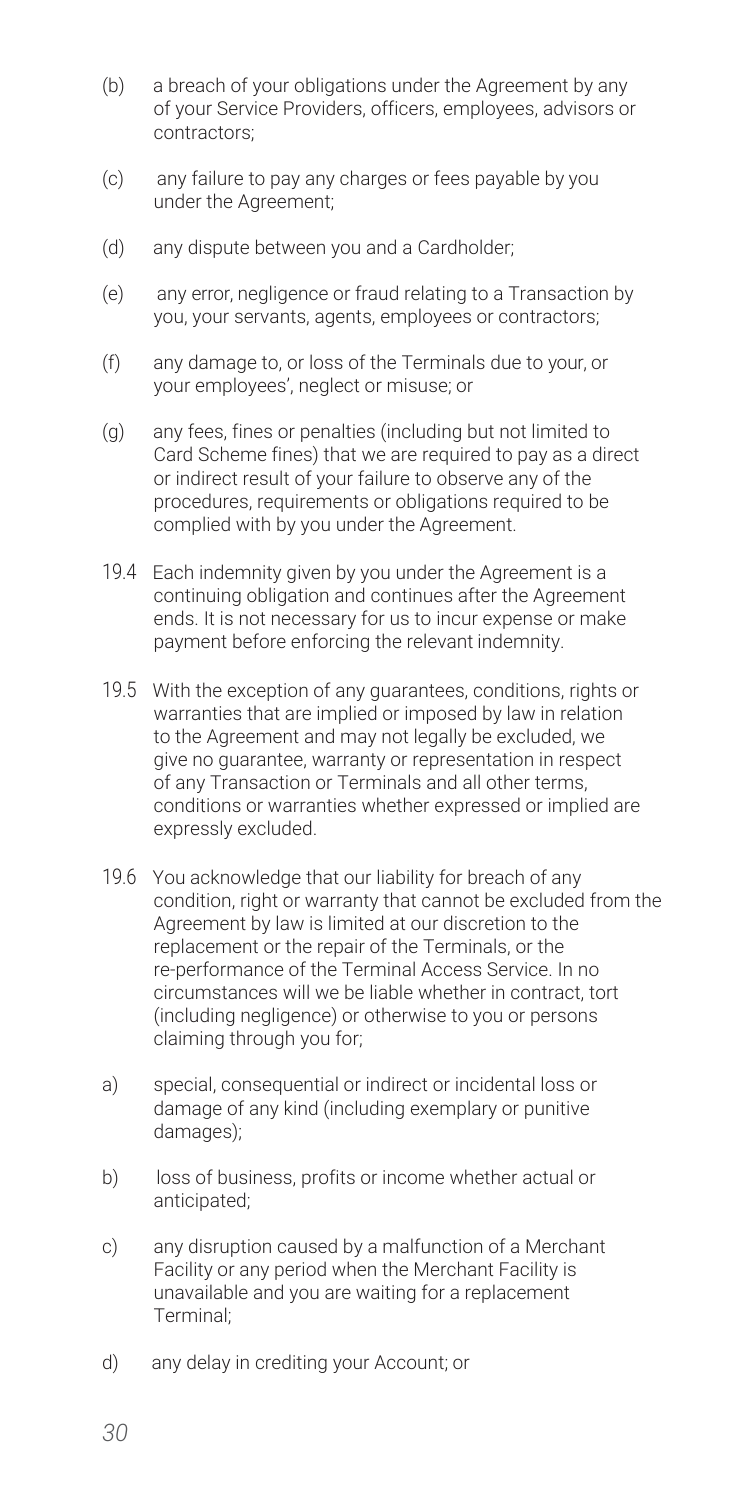(b) a breach of your obligations under the Agreement by any of your Service Providers, officers, employees, advisors or contractors;

(c) any failure to pay any charges or fees payable by you under the Agreement;

(d) any dispute between you and a Cardholder;

(e) any error, negligence or fraud relating to a Transaction by you, your servants, agents, employees or contractors;

(f) any damage to, or loss of the Terminals due to your, or your employees', neglect or misuse; or

(g) any fees, fines or penalties (including but not limited to Card Scheme fines) that we are required to pay as a direct or indirect result of your failure to observe any of the procedures, requirements or obligations required to be complied with by you under the Agreement.

19.4 Each indemnity given by you under the Agreement is a continuing obligation and continues after the Agreement ends. It is not necessary for us to incur expense or make payment before enforcing the relevant indemnity.

19.5 With the exception of any guarantees, conditions, rights or warranties that are implied or imposed by law in relation to the Agreement and may not legally be excluded, we give no guarantee, warranty or representation in respect of any Transaction or Terminals and all other terms, conditions or warranties whether expressed or implied are expressly excluded.

19.6 You acknowledge that our liability for breach of any condition, right or warranty that cannot be excluded from the Agreement by law is limited at our discretion to the replacement or the repair of the Terminals, or the re-performance of the Terminal Access Service. In no circumstances will we be liable whether in contract, tort (including negligence) or otherwise to you or persons claiming through you for;

a) special, consequential or indirect or incidental loss or damage of any kind (including exemplary or punitive damages);

b) loss of business, profits or income whether actual or anticipated;

c) any disruption caused by a malfunction of a Merchant Facility or any period when the Merchant Facility is unavailable and you are waiting for a replacement Terminal;

d) any delay in crediting your Account; or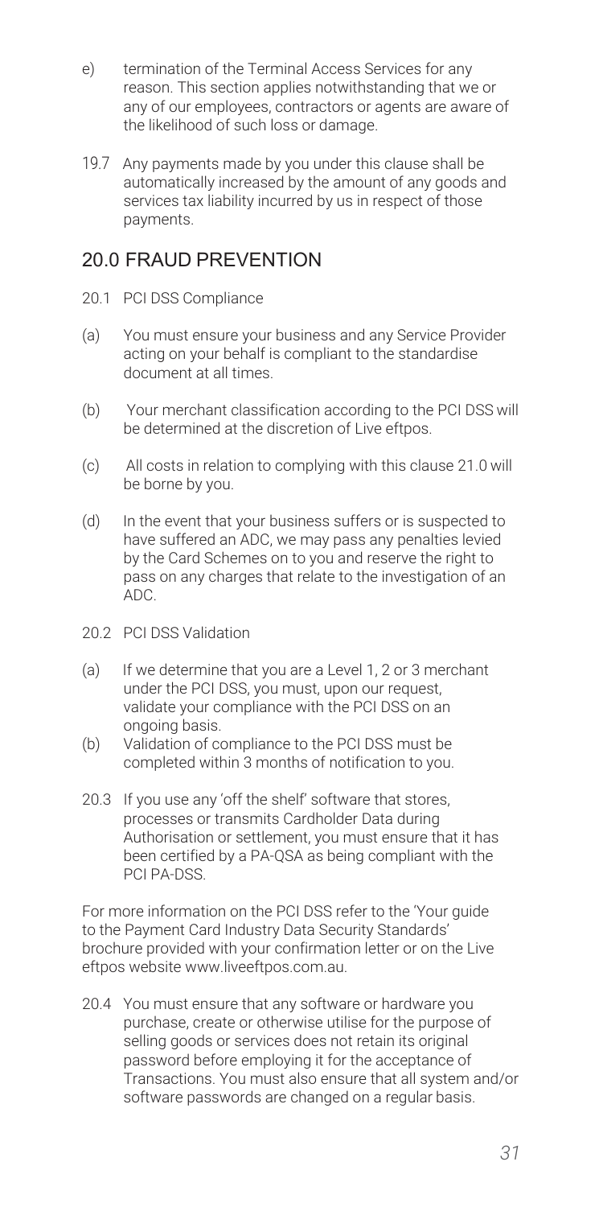e) termination of the Terminal Access Services for any reason. This section applies notwithstanding that we or any of our employees, contractors or agents are aware of the likelihood of such loss or damage.

19.7 Any payments made by you under this clause shall be automatically increased by the amount of any goods and services tax liability incurred by us in respect of those payments.

## 20.0 FRAUD PREVENTION

20.1 PCI DSS Compliance

(a) You must ensure your business and any Service Provider acting on your behalf is compliant to the standardise document at all times.

(b) Your merchant classification according to the PCI DSS will be determined at the discretion of Live eftpos.

(c) All costs in relation to complying with this clause 21.0 will be borne by you.

(d) In the event that your business suffers or is suspected to have suffered an ADC, we may pass any penalties levied by the Card Schemes on to you and reserve the right to pass on any charges that relate to the investigation of an ADC.

20.2 PCI DSS Validation

(a) If we determine that you are a Level 1, 2 or 3 merchant under the PCI DSS, you must, upon our request, validate your compliance with the PCI DSS on an ongoing basis.

(b) Validation of compliance to the PCI DSS must be completed within 3 months of notification to you.

20.3 If you use any 'off the shelf' software that stores, processes or transmits Cardholder Data during Authorisation or settlement, you must ensure that it has been certified by a PA-QSA as being compliant with the PCI PA-DSS.

For more information on the PCI DSS refer to the 'Your guide to the Payment Card Industry Data Security Standards' brochure provided with your confirmation letter or on the Live eftpos website www.liveeftpos.com.au.

20.4 You must ensure that any software or hardware you purchase, create or otherwise utilise for the purpose of selling goods or services does not retain its original password before employing it for the acceptance of Transactions. You must also ensure that all system and/or software passwords are changed on a regular basis.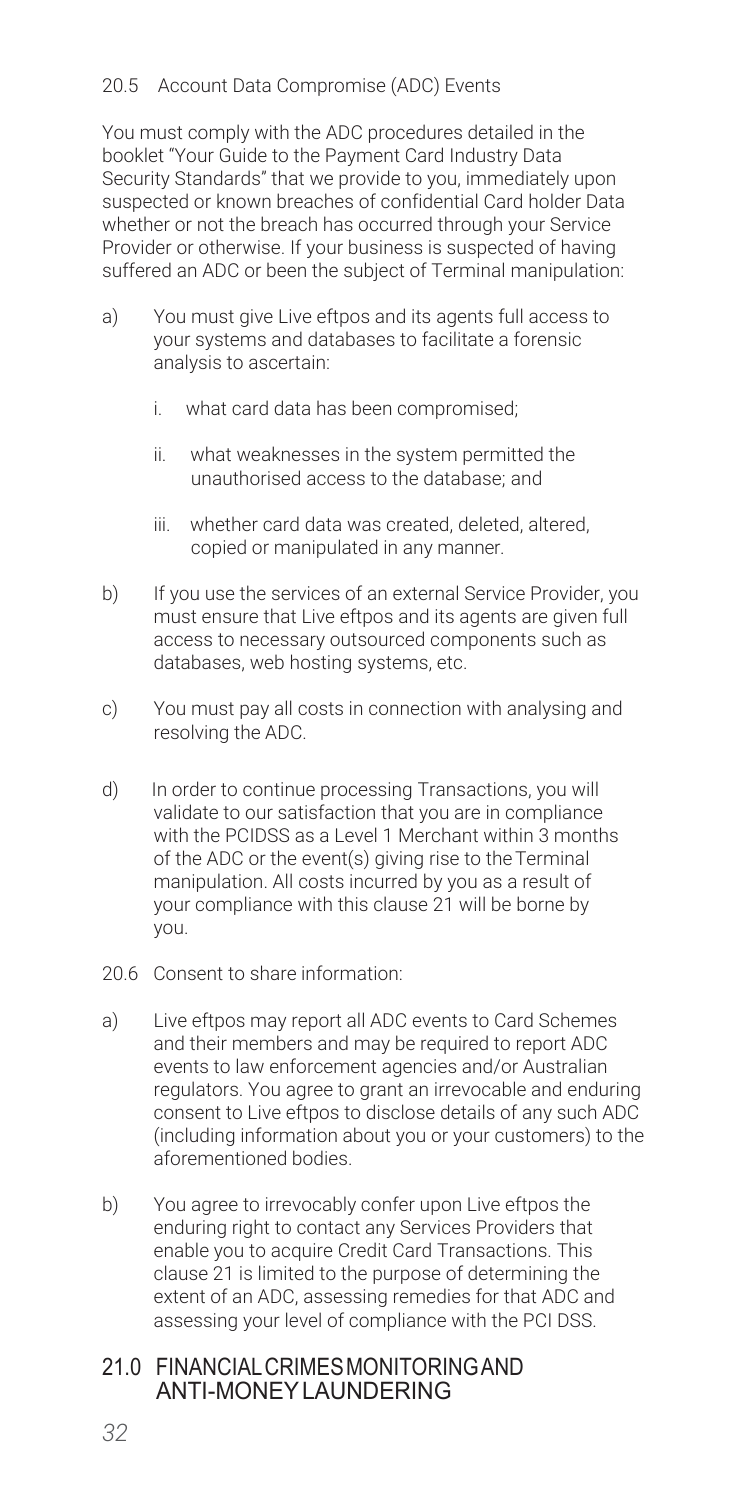### 20.5 Account Data Compromise (ADC) Events

You must comply with the ADC procedures detailed in the booklet "Your Guide to the Payment Card Industry Data Security Standards" that we provide to you, immediately upon suspected or known breaches of confidential Card holder Data whether or not the breach has occurred through your Service Provider or otherwise. If your business is suspected of having suffered an ADC or been the subject of Terminal manipulation:

a) You must give Live eftpos and its agents full access to your systems and databases to facilitate a forensic analysis to ascertain:

   i. what card data has been compromised;

   ii. what weaknesses in the system permitted the unauthorised access to the database; and

   iii. whether card data was created, deleted, altered, copied or manipulated in any manner.

b) If you use the services of an external Service Provider, you must ensure that Live eftpos and its agents are given full access to necessary outsourced components such as databases, web hosting systems, etc.

c) You must pay all costs in connection with analysing and resolving the ADC.

d) In order to continue processing Transactions, you will validate to our satisfaction that you are in compliance with the PCIDSS as a Level 1 Merchant within 3 months of the ADC or the event(s) giving rise to the Terminal manipulation. All costs incurred by you as a result of your compliance with this clause 21 will be borne by you.

### 20.6 Consent to share information:

a) Live eftpos may report all ADC events to Card Schemes and their members and may be required to report ADC events to law enforcement agencies and/or Australian regulators. You agree to grant an irrevocable and enduring consent to Live eftpos to disclose details of any such ADC (including information about you or your customers) to the aforementioned bodies.

b) You agree to irrevocably confer upon Live eftpos the enduring right to contact any Services Providers that enable you to acquire Credit Card Transactions. This clause 21 is limited to the purpose of determining the extent of an ADC, assessing remedies for that ADC and assessing your level of compliance with the PCI DSS.

## 21.0 FINANCIAL CRIMES MONITORING AND ANTI-MONEY LAUNDERING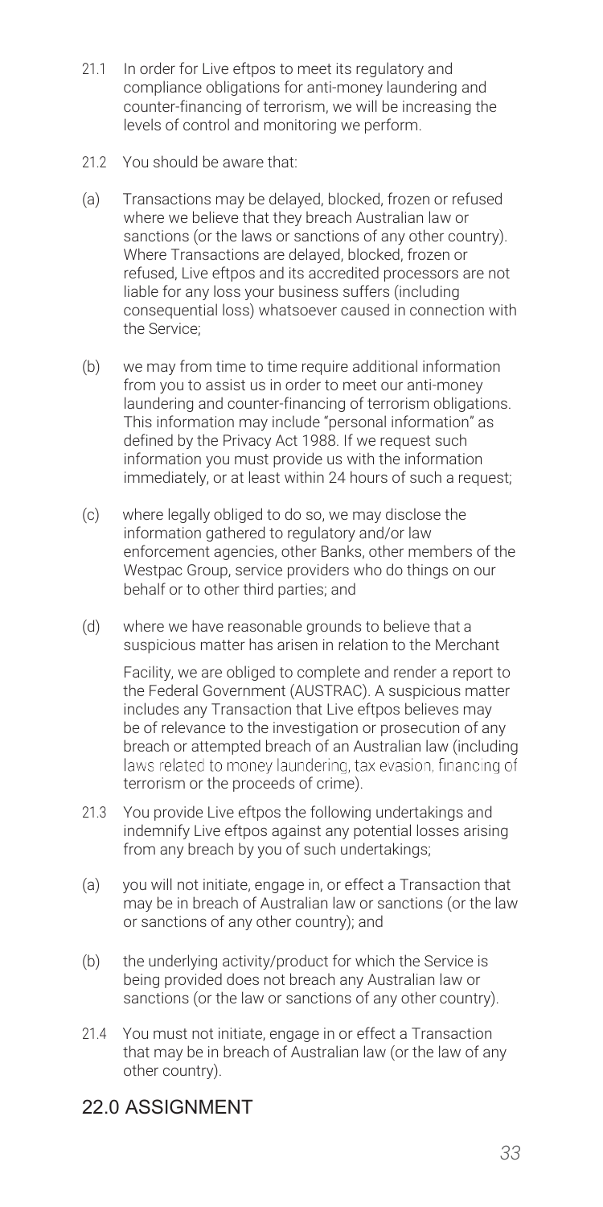21.1 In order for Live eftpos to meet its regulatory and compliance obligations for anti-money laundering and counter-financing of terrorism, we will be increasing the levels of control and monitoring we perform.

21.2 You should be aware that:

(a) Transactions may be delayed, blocked, frozen or refused where we believe that they breach Australian law or sanctions (or the laws or sanctions of any other country). Where Transactions are delayed, blocked, frozen or refused, Live eftpos and its accredited processors are not liable for any loss your business suffers (including consequential loss) whatsoever caused in connection with the Service;

(b) we may from time to time require additional information from you to assist us in order to meet our anti-money laundering and counter-financing of terrorism obligations. This information may include "personal information" as defined by the Privacy Act 1988. If we request such information you must provide us with the information immediately, or at least within 24 hours of such a request;

(c) where legally obliged to do so, we may disclose the information gathered to regulatory and/or law enforcement agencies, other Banks, other members of the Westpac Group, service providers who do things on our behalf or to other third parties; and

(d) where we have reasonable grounds to believe that a suspicious matter has arisen in relation to the Merchant Facility, we are obliged to complete and render a report to the Federal Government (AUSTRAC). A suspicious matter includes any Transaction that Live eftpos believes may be of relevance to the investigation or prosecution of any breach or attempted breach of an Australian law (including laws related to money laundering, tax evasion, financing of terrorism or the proceeds of crime).

21.3 You provide Live eftpos the following undertakings and indemnify Live eftpos against any potential losses arising from any breach by you of such undertakings;

(a) you will not initiate, engage in, or effect a Transaction that may be in breach of Australian law or sanctions (or the law or sanctions of any other country); and

(b) the underlying activity/product for which the Service is being provided does not breach any Australian law or sanctions (or the law or sanctions of any other country).

21.4 You must not initiate, engage in or effect a Transaction that may be in breach of Australian law (or the law of any other country).

## 22.0 ASSIGNMENT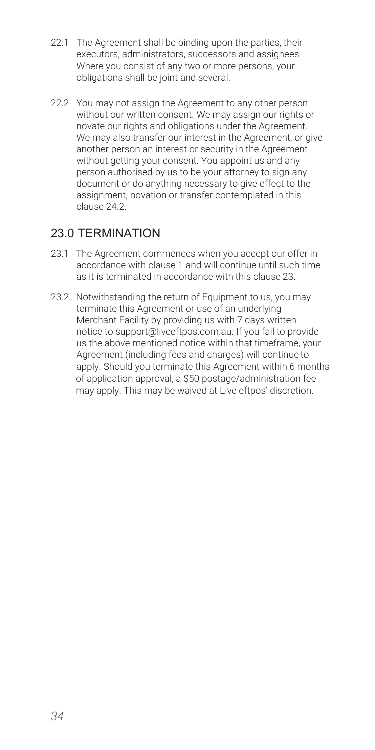22.1 The Agreement shall be binding upon the parties, their executors, administrators, successors and assignees. Where you consist of any two or more persons, your obligations shall be joint and several.

22.2 You may not assign the Agreement to any other person without our written consent. We may assign our rights or novate our rights and obligations under the Agreement. We may also transfer our interest in the Agreement, or give another person an interest or security in the Agreement without getting your consent. You appoint us and any person authorised by us to be your attorney to sign any document or do anything necessary to give effect to the assignment, novation or transfer contemplated in this clause 24.2.

## 23.0 TERMINATION

23.1 The Agreement commences when you accept our offer in accordance with clause 1 and will continue until such time as it is terminated in accordance with this clause 23.

23.2 Notwithstanding the return of Equipment to us, you may terminate this Agreement or use of an underlying Merchant Facility by providing us with 7 days written notice to support@liveeftpos.com.au. If you fail to provide us the above mentioned notice within that timeframe, your Agreement (including fees and charges) will continue to apply. Should you terminate this Agreement within 6 months of application approval, a $50 postage/administration fee may apply. This may be waived at Live eftpos' discretion.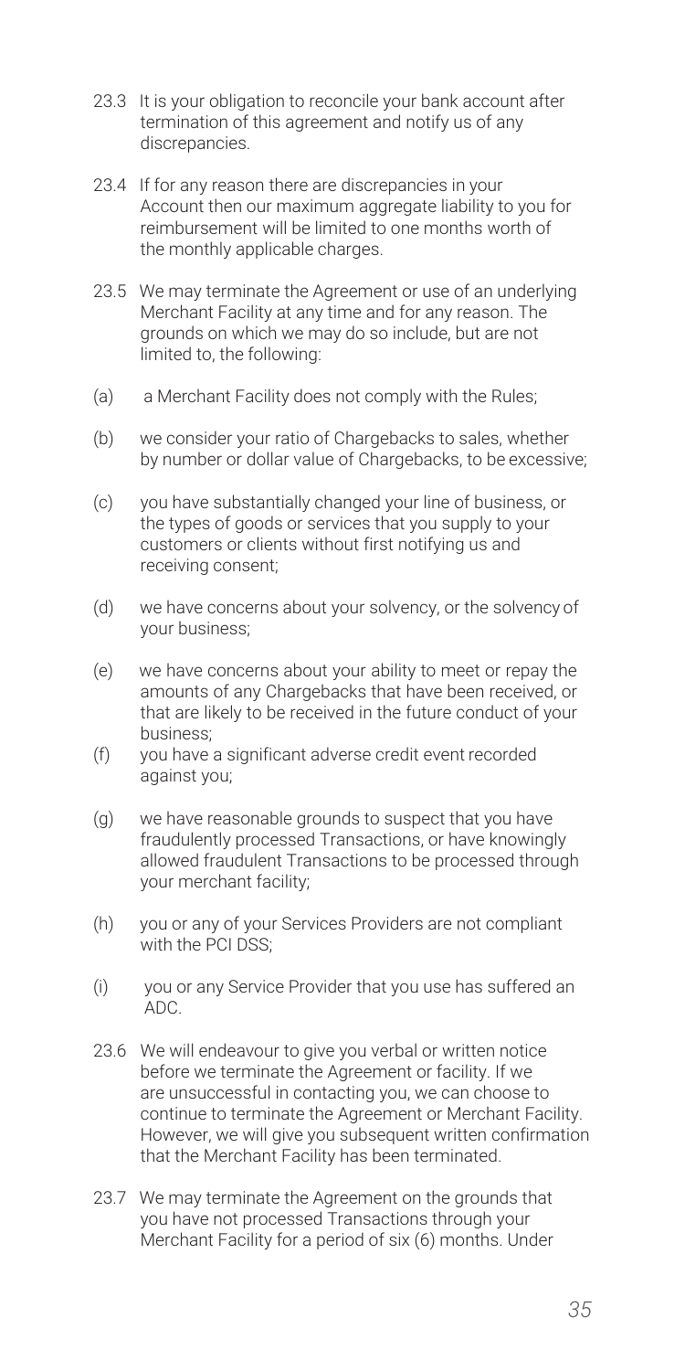23.3 It is your obligation to reconcile your bank account after termination of this agreement and notify us of any discrepancies.

23.4 If for any reason there are discrepancies in your Account then our maximum aggregate liability to you for reimbursement will be limited to one months worth of the monthly applicable charges.

23.5 We may terminate the Agreement or use of an underlying Merchant Facility at any time and for any reason. The grounds on which we may do so include, but are not limited to, the following:

(a) a Merchant Facility does not comply with the Rules;

(b) we consider your ratio of Chargebacks to sales, whether by number or dollar value of Chargebacks, to be excessive;

(c) you have substantially changed your line of business, or the types of goods or services that you supply to your customers or clients without first notifying us and receiving consent;

(d) we have concerns about your solvency, or the solvency of your business;

(e) we have concerns about your ability to meet or repay the amounts of any Chargebacks that have been received, or that are likely to be received in the future conduct of your business;

(f) you have a significant adverse credit event recorded against you;

(g) we have reasonable grounds to suspect that you have fraudulently processed Transactions, or have knowingly allowed fraudulent Transactions to be processed through your merchant facility;

(h) you or any of your Services Providers are not compliant with the PCI DSS;

(i) you or any Service Provider that you use has suffered an ADC.

23.6 We will endeavour to give you verbal or written notice before we terminate the Agreement or facility. If we are unsuccessful in contacting you, we can choose to continue to terminate the Agreement or Merchant Facility. However, we will give you subsequent written confirmation that the Merchant Facility has been terminated.

23.7 We may terminate the Agreement on the grounds that you have not processed Transactions through your Merchant Facility for a period of six (6) months. Under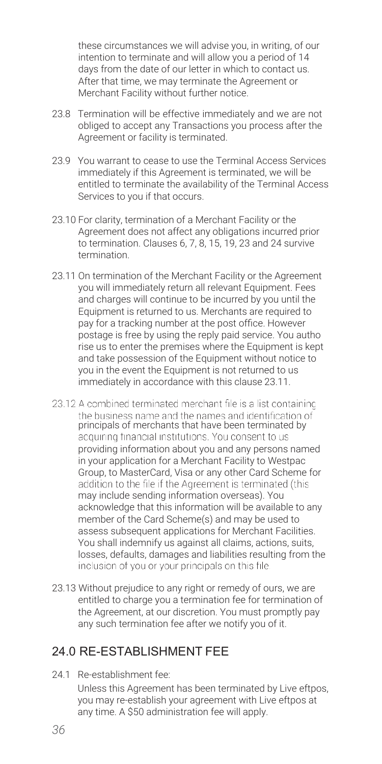these circumstances we will advise you, in writing, of our intention to terminate and will allow you a period of 14 days from the date of our letter in which to contact us. After that time, we may terminate the Agreement or Merchant Facility without further notice.

23.8 Termination will be effective immediately and we are not obliged to accept any Transactions you process after the Agreement or facility is terminated.

23.9 You warrant to cease to use the Terminal Access Services immediately if this Agreement is terminated, we will be entitled to terminate the availability of the Terminal Access Services to you if that occurs.

23.10 For clarity, termination of a Merchant Facility or the Agreement does not affect any obligations incurred prior to termination. Clauses 6, 7, 8, 15, 19, 23 and 24 survive termination.

23.11 On termination of the Merchant Facility or the Agreement you will immediately return all relevant Equipment. Fees and charges will continue to be incurred by you until the Equipment is returned to us. Merchants are required to pay for a tracking number at the post office. However postage is free by using the reply paid service. You autho rise us to enter the premises where the Equipment is kept and take possession of the Equipment without notice to you in the event the Equipment is not returned to us immediately in accordance with this clause 23.11.

23.12 A combined terminated merchant file is a list containing the business name and the names and identification of principals of merchants that have been terminated by acquiring financial institutions. You consent to us providing information about you and any persons named in your application for a Merchant Facility to Westpac Group, to MasterCard, Visa or any other Card Scheme for addition to the file if the Agreement is terminated (this may include sending information overseas). You acknowledge that this information will be available to any member of the Card Scheme(s) and may be used to assess subsequent applications for Merchant Facilities. You shall indemnify us against all claims, actions, suits, losses, defaults, damages and liabilities resulting from the inclusion of you or your principals on this file

23.13 Without prejudice to any right or remedy of ours, we are entitled to charge you a termination fee for termination of the Agreement, at our discretion. You must promptly pay any such termination fee after we notify you of it.

## 24.0 RE-ESTABLISHMENT FEE

24.1 Re-establishment fee:

Unless this Agreement has been terminated by Live eftpos, you may re-establish your agreement with Live eftpos at any time. A $50 administration fee will apply.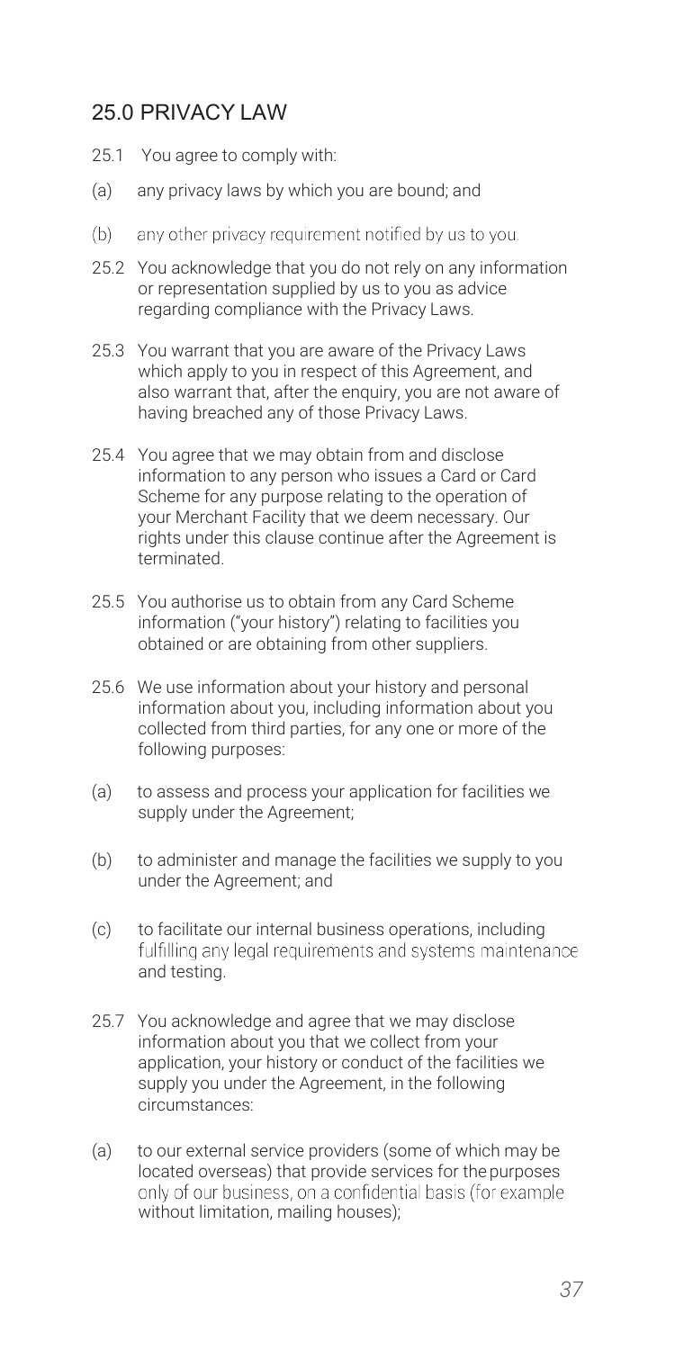## 25.0 PRIVACY LAW

25.1 You agree to comply with:

(a) any privacy laws by which you are bound; and

(b) any other privacy requirement notified by us to you.

25.2 You acknowledge that you do not rely on any information or representation supplied by us to you as advice regarding compliance with the Privacy Laws.

25.3 You warrant that you are aware of the Privacy Laws which apply to you in respect of this Agreement, and also warrant that, after the enquiry, you are not aware of having breached any of those Privacy Laws.

25.4 You agree that we may obtain from and disclose information to any person who issues a Card or Card Scheme for any purpose relating to the operation of your Merchant Facility that we deem necessary. Our rights under this clause continue after the Agreement is terminated.

25.5 You authorise us to obtain from any Card Scheme information ("your history") relating to facilities you obtained or are obtaining from other suppliers.

25.6 We use information about your history and personal information about you, including information about you collected from third parties, for any one or more of the following purposes:

(a) to assess and process your application for facilities we supply under the Agreement;

(b) to administer and manage the facilities we supply to you under the Agreement; and

(c) to facilitate our internal business operations, including fulfilling any legal requirements and systems maintenance and testing.

25.7 You acknowledge and agree that we may disclose information about you that we collect from your application, your history or conduct of the facilities we supply you under the Agreement, in the following circumstances:

(a) to our external service providers (some of which may be located overseas) that provide services for the purposes only of our business, on a confidential basis (for example without limitation, mailing houses);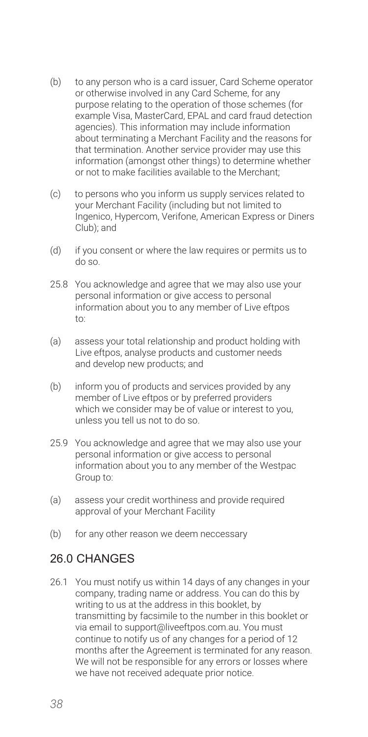(b) to any person who is a card issuer, Card Scheme operator or otherwise involved in any Card Scheme, for any purpose relating to the operation of those schemes (for example Visa, MasterCard, EPAL and card fraud detection agencies). This information may include information about terminating a Merchant Facility and the reasons for that termination. Another service provider may use this information (amongst other things) to determine whether or not to make facilities available to the Merchant;

(c) to persons who you inform us supply services related to your Merchant Facility (including but not limited to Ingenico, Hypercom, Verifone, American Express or Diners Club); and

(d) if you consent or where the law requires or permits us to do so.

25.8 You acknowledge and agree that we may also use your personal information or give access to personal information about you to any member of Live eftpos to:

(a) assess your total relationship and product holding with Live eftpos, analyse products and customer needs and develop new products; and

(b) inform you of products and services provided by any member of Live eftpos or by preferred providers which we consider may be of value or interest to you, unless you tell us not to do so.

25.9 You acknowledge and agree that we may also use your personal information or give access to personal information about you to any member of the Westpac Group to:

(a) assess your credit worthiness and provide required approval of your Merchant Facility

(b) for any other reason we deem neccessary

## 26.0 CHANGES

26.1 You must notify us within 14 days of any changes in your company, trading name or address. You can do this by writing to us at the address in this booklet, by transmitting by facsimile to the number in this booklet or via email to support@liveeftpos.com.au. You must continue to notify us of any changes for a period of 12 months after the Agreement is terminated for any reason. We will not be responsible for any errors or losses where we have not received adequate prior notice.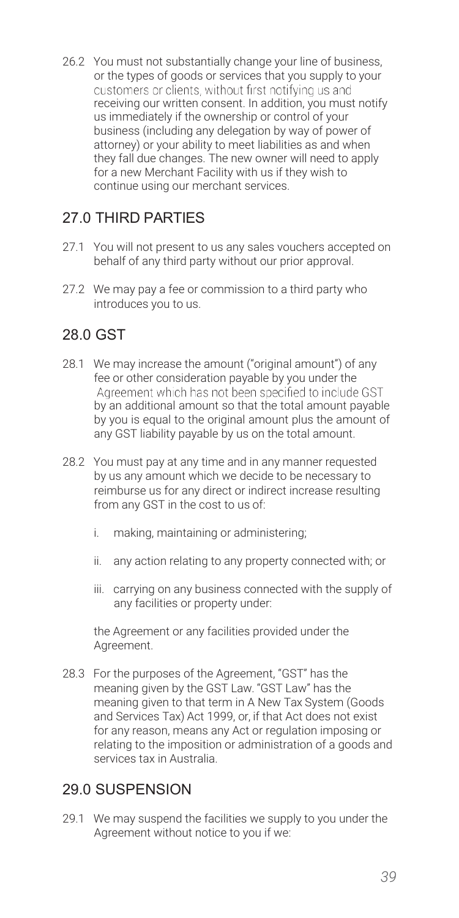26.2 You must not substantially change your line of business, or the types of goods or services that you supply to your customers or clients, without first notifying us and receiving our written consent. In addition, you must notify us immediately if the ownership or control of your business (including any delegation by way of power of attorney) or your ability to meet liabilities as and when they fall due changes. The new owner will need to apply for a new Merchant Facility with us if they wish to continue using our merchant services.

## 27.0 THIRD PARTIES

27.1 You will not present to us any sales vouchers accepted on behalf of any third party without our prior approval.

27.2 We may pay a fee or commission to a third party who introduces you to us.

## 28.0 GST

28.1 We may increase the amount ("original amount") of any fee or other consideration payable by you under the Agreement which has not been specified to include GST by an additional amount so that the total amount payable by you is equal to the original amount plus the amount of any GST liability payable by us on the total amount.

28.2 You must pay at any time and in any manner requested by us any amount which we decide to be necessary to reimburse us for any direct or indirect increase resulting from any GST in the cost to us of:

i. making, maintaining or administering;

ii. any action relating to any property connected with; or

iii. carrying on any business connected with the supply of any facilities or property under:

the Agreement or any facilities provided under the Agreement.

28.3 For the purposes of the Agreement, "GST" has the meaning given by the GST Law. "GST Law" has the meaning given to that term in A New Tax System (Goods and Services Tax) Act 1999, or, if that Act does not exist for any reason, means any Act or regulation imposing or relating to the imposition or administration of a goods and services tax in Australia.

## 29.0 SUSPENSION

29.1 We may suspend the facilities we supply to you under the Agreement without notice to you if we: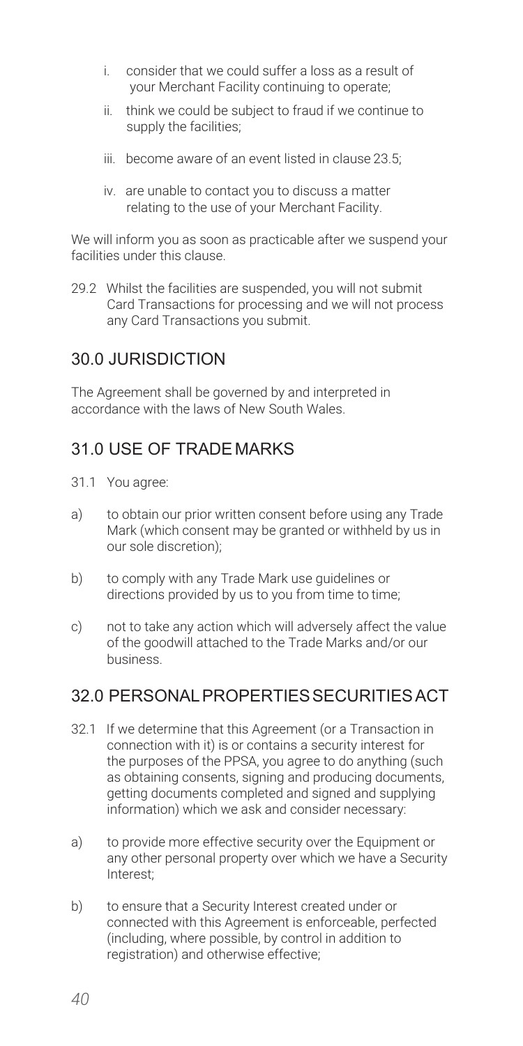i. consider that we could suffer a loss as a result of your Merchant Facility continuing to operate;

ii. think we could be subject to fraud if we continue to supply the facilities;

iii. become aware of an event listed in clause 23.5;

iv. are unable to contact you to discuss a matter relating to the use of your Merchant Facility.

We will inform you as soon as practicable after we suspend your facilities under this clause.

29.2 Whilst the facilities are suspended, you will not submit Card Transactions for processing and we will not process any Card Transactions you submit.

## 30.0 JURISDICTION

The Agreement shall be governed by and interpreted in accordance with the laws of New South Wales.

## 31.0 USE OF TRADE MARKS

31.1 You agree:

a) to obtain our prior written consent before using any Trade Mark (which consent may be granted or withheld by us in our sole discretion);

b) to comply with any Trade Mark use guidelines or directions provided by us to you from time to time;

c) not to take any action which will adversely affect the value of the goodwill attached to the Trade Marks and/or our business.

## 32.0 PERSONAL PROPERTIES SECURITIES ACT

32.1 If we determine that this Agreement (or a Transaction in connection with it) is or contains a security interest for the purposes of the PPSA, you agree to do anything (such as obtaining consents, signing and producing documents, getting documents completed and signed and supplying information) which we ask and consider necessary:

a) to provide more effective security over the Equipment or any other personal property over which we have a Security Interest;

b) to ensure that a Security Interest created under or connected with this Agreement is enforceable, perfected (including, where possible, by control in addition to registration) and otherwise effective;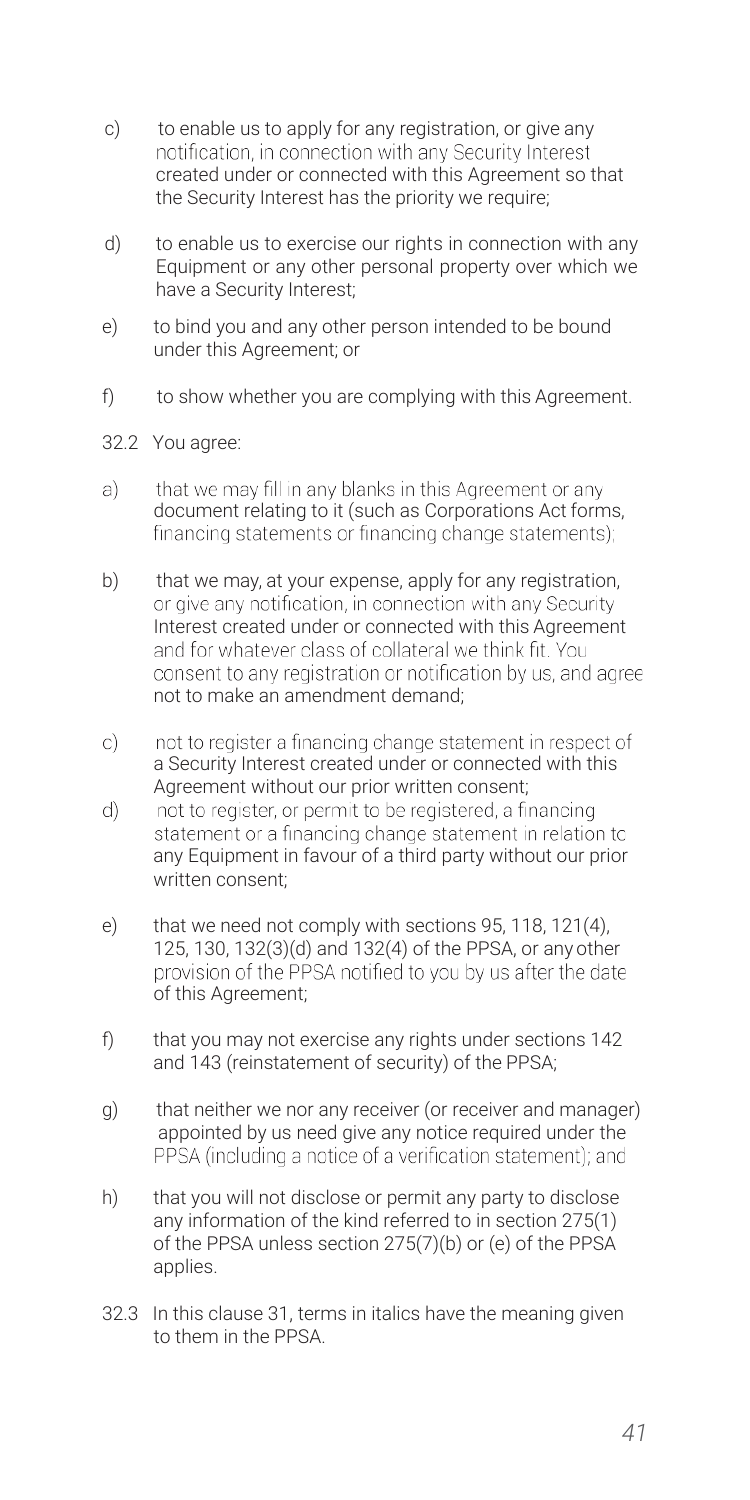c) to enable us to apply for any registration, or give any notification, in connection with any Security Interest created under or connected with this Agreement so that the Security Interest has the priority we require;

d) to enable us to exercise our rights in connection with any Equipment or any other personal property over which we have a Security Interest;

e) to bind you and any other person intended to be bound under this Agreement; or

f) to show whether you are complying with this Agreement.

32.2 You agree:

a) that we may fill in any blanks in this Agreement or any document relating to it (such as Corporations Act forms, financing statements or financing change statements);

b) that we may, at your expense, apply for any registration, or give any notification, in connection with any Security Interest created under or connected with this Agreement and for whatever class of collateral we think fit. You consent to any registration or notification by us, and agree not to make an amendment demand;

c) not to register a financing change statement in respect of a Security Interest created under or connected with this Agreement without our prior written consent;

d) not to register, or permit to be registered, a financing statement or a financing change statement in relation to any Equipment in favour of a third party without our prior written consent;

e) that we need not comply with sections 95, 118, 121(4), 125, 130, 132(3)(d) and 132(4) of the PPSA, or any other provision of the PPSA notified to you by us after the date of this Agreement;

f) that you may not exercise any rights under sections 142 and 143 (reinstatement of security) of the PPSA;

g) that neither we nor any receiver (or receiver and manager) appointed by us need give any notice required under the PPSA (including a notice of a verification statement); and

h) that you will not disclose or permit any party to disclose any information of the kind referred to in section 275(1) of the PPSA unless section 275(7)(b) or (e) of the PPSA applies.

32.3 In this clause 31, terms in italics have the meaning given to them in the PPSA.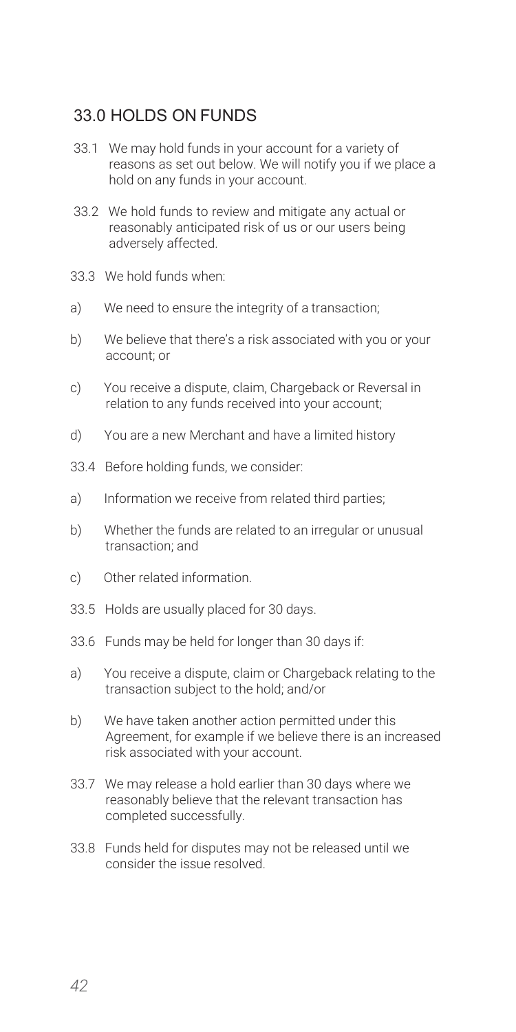## 33.0 HOLDS ON FUNDS

33.1 We may hold funds in your account for a variety of reasons as set out below. We will notify you if we place a hold on any funds in your account.

33.2 We hold funds to review and mitigate any actual or reasonably anticipated risk of us or our users being adversely affected.

33.3 We hold funds when:

a) We need to ensure the integrity of a transaction;

b) We believe that there's a risk associated with you or your account; or

c) You receive a dispute, claim, Chargeback or Reversal in relation to any funds received into your account;

d) You are a new Merchant and have a limited history

33.4 Before holding funds, we consider:

a) Information we receive from related third parties;

b) Whether the funds are related to an irregular or unusual transaction; and

c) Other related information.

33.5 Holds are usually placed for 30 days.

33.6 Funds may be held for longer than 30 days if:

a) You receive a dispute, claim or Chargeback relating to the transaction subject to the hold; and/or

b) We have taken another action permitted under this Agreement, for example if we believe there is an increased risk associated with your account.

33.7 We may release a hold earlier than 30 days where we reasonably believe that the relevant transaction has completed successfully.

33.8 Funds held for disputes may not be released until we consider the issue resolved.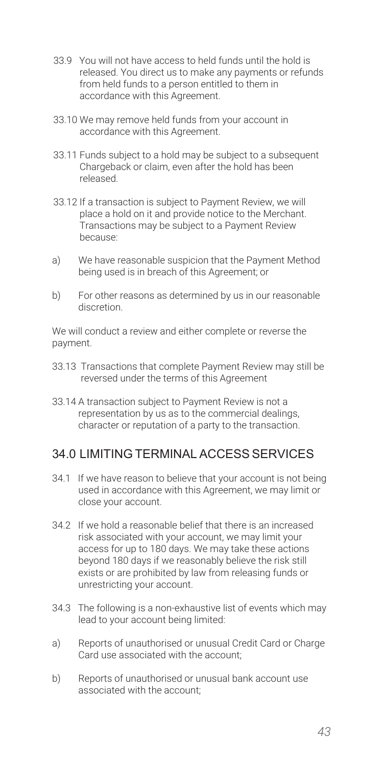33.9 You will not have access to held funds until the hold is released. You direct us to make any payments or refunds from held funds to a person entitled to them in accordance with this Agreement.

33.10 We may remove held funds from your account in accordance with this Agreement.

33.11 Funds subject to a hold may be subject to a subsequent Chargeback or claim, even after the hold has been released.

33.12 If a transaction is subject to Payment Review, we will place a hold on it and provide notice to the Merchant. Transactions may be subject to a Payment Review because:

a) We have reasonable suspicion that the Payment Method being used is in breach of this Agreement; or

b) For other reasons as determined by us in our reasonable discretion.

We will conduct a review and either complete or reverse the payment.

33.13 Transactions that complete Payment Review may still be reversed under the terms of this Agreement

33.14 A transaction subject to Payment Review is not a representation by us as to the commercial dealings, character or reputation of a party to the transaction.

## 34.0 LIMITING TERMINAL ACCESS SERVICES

34.1 If we have reason to believe that your account is not being used in accordance with this Agreement, we may limit or close your account.

34.2 If we hold a reasonable belief that there is an increased risk associated with your account, we may limit your access for up to 180 days. We may take these actions beyond 180 days if we reasonably believe the risk still exists or are prohibited by law from releasing funds or unrestricting your account.

34.3 The following is a non-exhaustive list of events which may lead to your account being limited:

a) Reports of unauthorised or unusual Credit Card or Charge Card use associated with the account;

b) Reports of unauthorised or unusual bank account use associated with the account;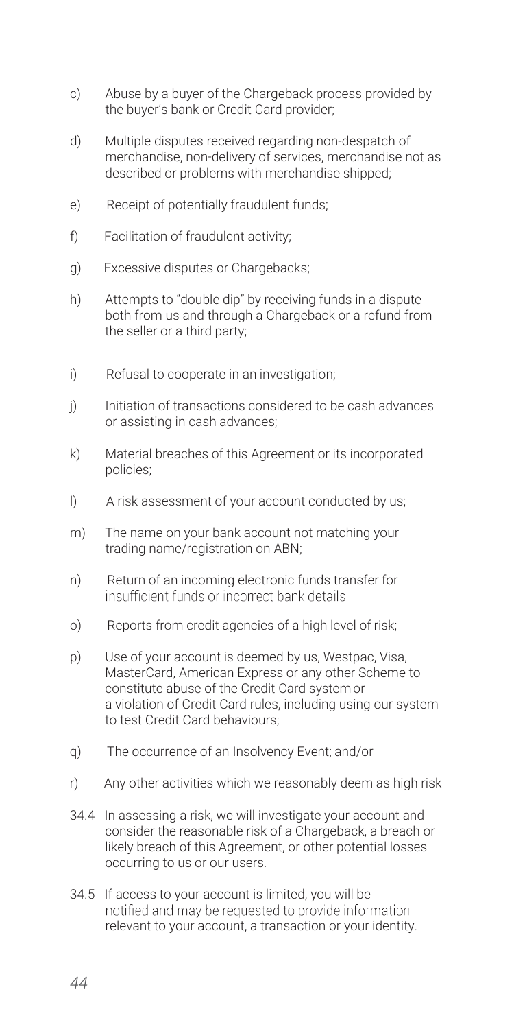c) Abuse by a buyer of the Chargeback process provided by the buyer's bank or Credit Card provider;

d) Multiple disputes received regarding non-despatch of merchandise, non-delivery of services, merchandise not as described or problems with merchandise shipped;

e) Receipt of potentially fraudulent funds;

f) Facilitation of fraudulent activity;

g) Excessive disputes or Chargebacks;

h) Attempts to "double dip" by receiving funds in a dispute both from us and through a Chargeback or a refund from the seller or a third party;

i) Refusal to cooperate in an investigation;

j) Initiation of transactions considered to be cash advances or assisting in cash advances;

k) Material breaches of this Agreement or its incorporated policies;

l) A risk assessment of your account conducted by us;

m) The name on your bank account not matching your trading name/registration on ABN;

n) Return of an incoming electronic funds transfer for insufficient funds or incorrect bank details;

o) Reports from credit agencies of a high level of risk;

p) Use of your account is deemed by us, Westpac, Visa, MasterCard, American Express or any other Scheme to constitute abuse of the Credit Card system or a violation of Credit Card rules, including using our system to test Credit Card behaviours;

q) The occurrence of an Insolvency Event; and/or

r) Any other activities which we reasonably deem as high risk

34.4 In assessing a risk, we will investigate your account and consider the reasonable risk of a Chargeback, a breach or likely breach of this Agreement, or other potential losses occurring to us or our users.

34.5 If access to your account is limited, you will be notified and may be requested to provide information relevant to your account, a transaction or your identity.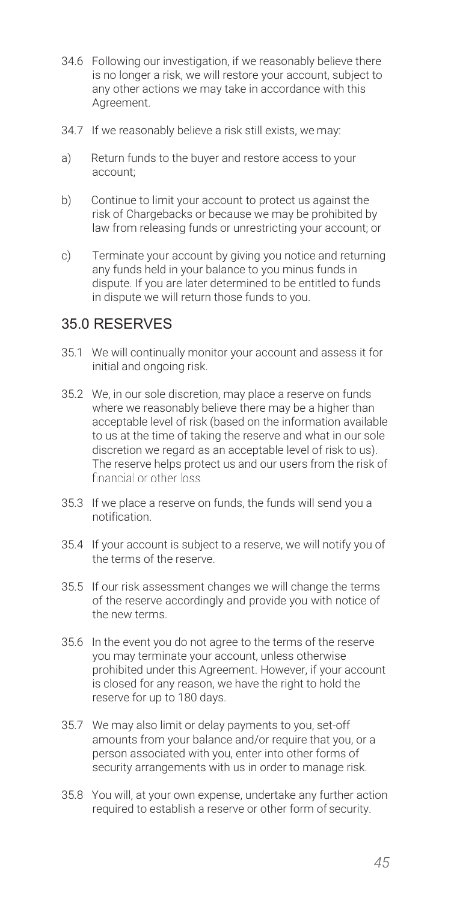34.6 Following our investigation, if we reasonably believe there is no longer a risk, we will restore your account, subject to any other actions we may take in accordance with this Agreement.

34.7 If we reasonably believe a risk still exists, we may:

a) Return funds to the buyer and restore access to your account;

b) Continue to limit your account to protect us against the risk of Chargebacks or because we may be prohibited by law from releasing funds or unrestricting your account; or

c) Terminate your account by giving you notice and returning any funds held in your balance to you minus funds in dispute. If you are later determined to be entitled to funds in dispute we will return those funds to you.

## 35.0 RESERVES

35.1 We will continually monitor your account and assess it for initial and ongoing risk.

35.2 We, in our sole discretion, may place a reserve on funds where we reasonably believe there may be a higher than acceptable level of risk (based on the information available to us at the time of taking the reserve and what in our sole discretion we regard as an acceptable level of risk to us). The reserve helps protect us and our users from the risk of financial or other loss.

35.3 If we place a reserve on funds, the funds will send you a notification.

35.4 If your account is subject to a reserve, we will notify you of the terms of the reserve.

35.5 If our risk assessment changes we will change the terms of the reserve accordingly and provide you with notice of the new terms.

35.6 In the event you do not agree to the terms of the reserve you may terminate your account, unless otherwise prohibited under this Agreement. However, if your account is closed for any reason, we have the right to hold the reserve for up to 180 days.

35.7 We may also limit or delay payments to you, set-off amounts from your balance and/or require that you, or a person associated with you, enter into other forms of security arrangements with us in order to manage risk.

35.8 You will, at your own expense, undertake any further action required to establish a reserve or other form of security.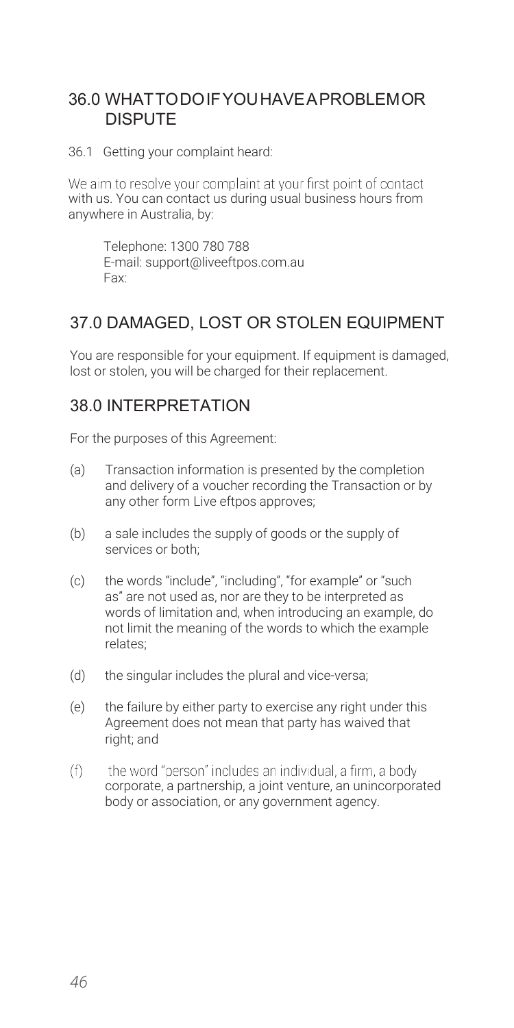## 36.0 WHAT TO DO IF YOU HAVE A PROBLEM OR DISPUTE

36.1 Getting your complaint heard:

We aim to resolve your complaint at your first point of contact with us. You can contact us during usual business hours from anywhere in Australia, by:

Telephone: 1300 780 788
E-mail: support@liveeftpos.com.au
Fax:

## 37.0 DAMAGED, LOST OR STOLEN EQUIPMENT

You are responsible for your equipment. If equipment is damaged, lost or stolen, you will be charged for their replacement.

## 38.0 INTERPRETATION

For the purposes of this Agreement:

(a) Transaction information is presented by the completion and delivery of a voucher recording the Transaction or by any other form Live eftpos approves;

(b) a sale includes the supply of goods or the supply of services or both;

(c) the words "include", "including", "for example" or "such as" are not used as, nor are they to be interpreted as words of limitation and, when introducing an example, do not limit the meaning of the words to which the example relates;

(d) the singular includes the plural and vice-versa;

(e) the failure by either party to exercise any right under this Agreement does not mean that party has waived that right; and

(f) the word "person" includes an individual, a firm, a body corporate, a partnership, a joint venture, an unincorporated body or association, or any government agency.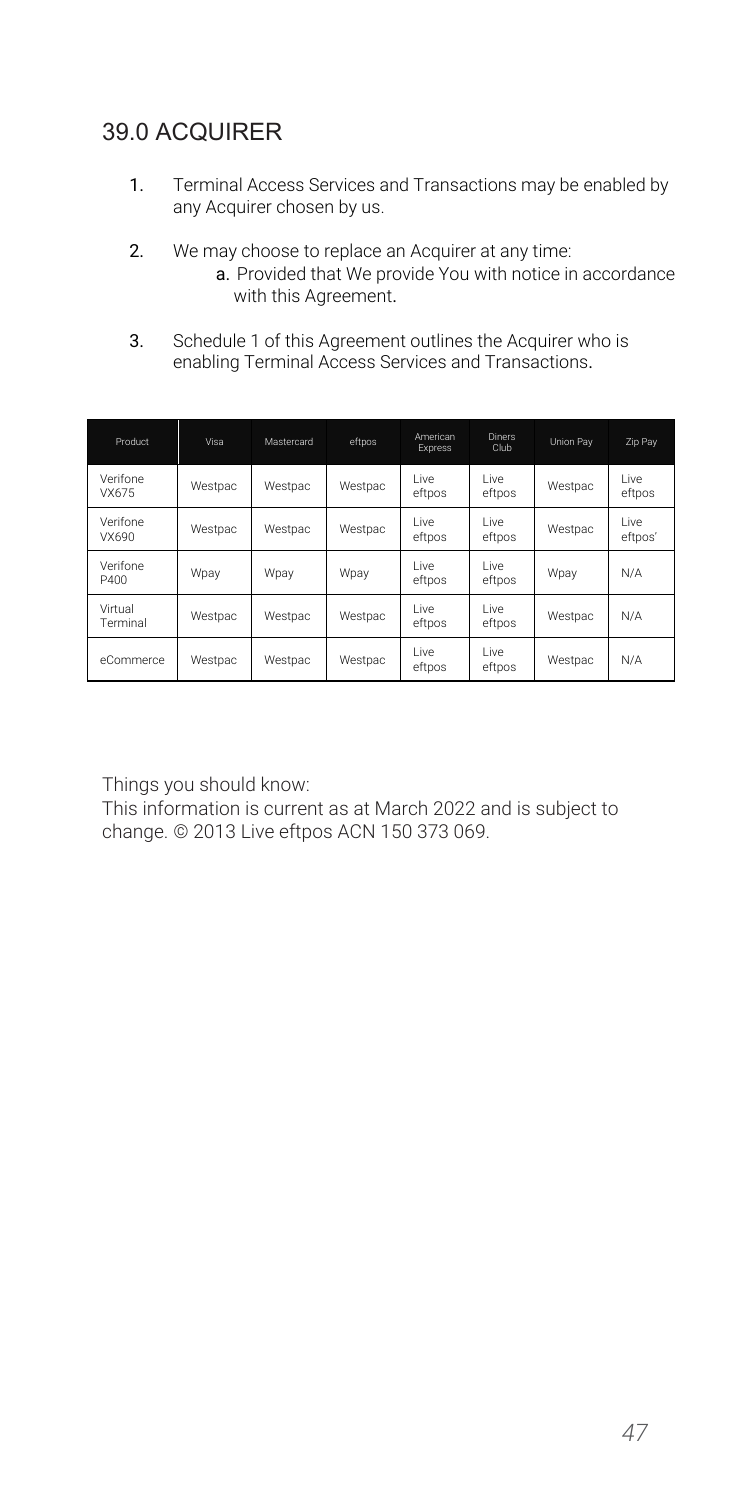## 39.0 ACQUIRER

1. Terminal Access Services and Transactions may be enabled by any Acquirer chosen by us.
2. We may choose to replace an Acquirer at any time:
   a. Provided that We provide You with notice in accordance with this Agreement.
3. Schedule 1 of this Agreement outlines the Acquirer who is enabling Terminal Access Services and Transactions.

| Product | Visa | Mastercard | eftpos | American Express | Diners Club | Union Pay | Zip Pay |
|---|---|---|---|---|---|---|---|
| Verifone VX675 | Westpac | Westpac | Westpac | Live eftpos | Live eftpos | Westpac | Live eftpos |
| Verifone VX690 | Westpac | Westpac | Westpac | Live eftpos | Live eftpos | Westpac | Live eftpos' |
| Verifone P400 | Wpay | Wpay | Wpay | Live eftpos | Live eftpos | Wpay | N/A |
| Virtual Terminal | Westpac | Westpac | Westpac | Live eftpos | Live eftpos | Westpac | N/A |
| eCommerce | Westpac | Westpac | Westpac | Live eftpos | Live eftpos | Westpac | N/A |

Things you should know:
This information is current as at March 2022 and is subject to change. © 2013 Live eftpos ACN 150 373 069.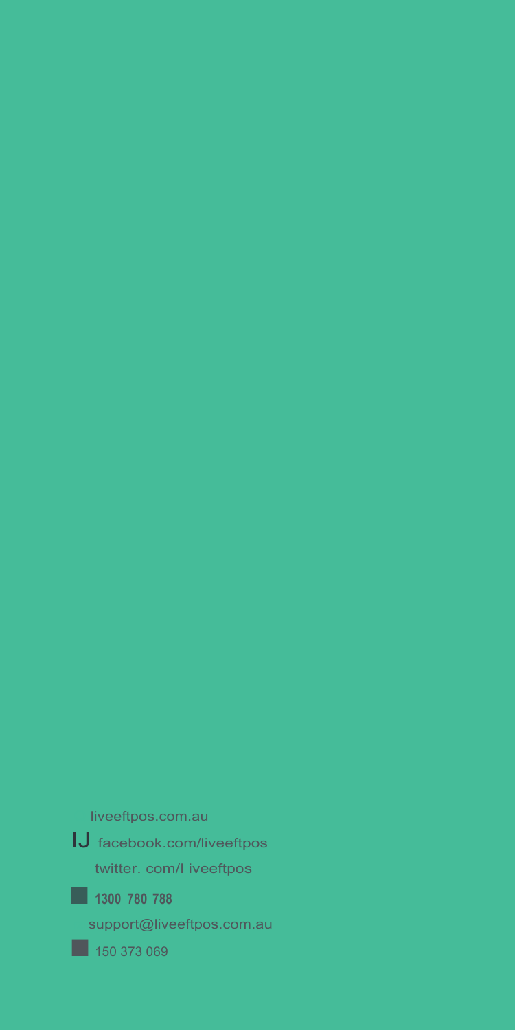liveeftpos.com.au

IJ facebook.com/liveeftpos

twitter. com/l iveeftpos

**1300 780 788**

support@liveeftpos.com.au

150 373 069